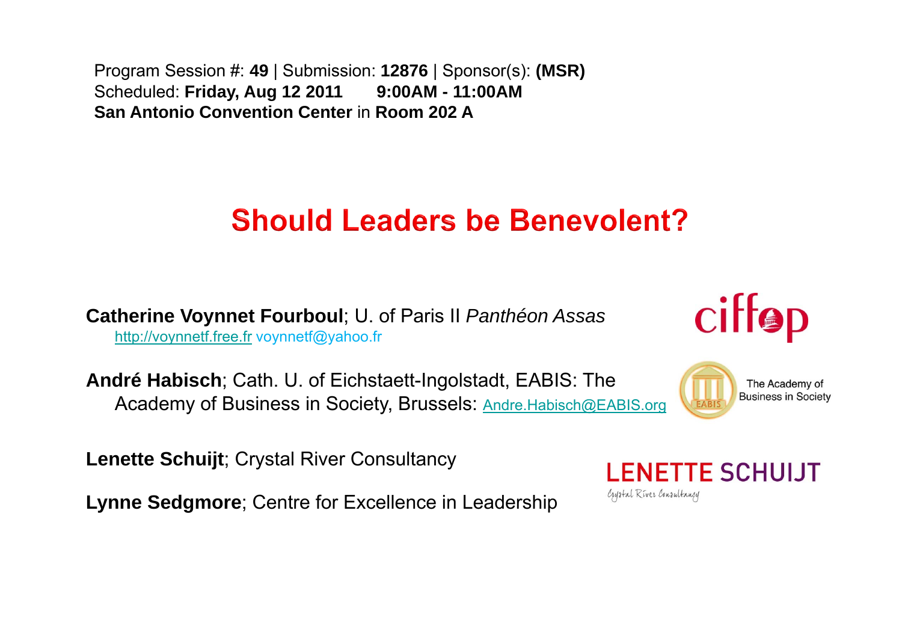Program Session #: **49** | Submission: **12876** | Sponsor(s): **(MSR)**
Scheduled: **Friday, Aug 12 2011** **9:00AM - 11:00AM**
**San Antonio Convention Center** in **Room 202 A**

# Should Leaders be Benevolent?

**Catherine Voynnet Fourboul**; U. of Paris II *Panthéon Assas*
http://voynnetf.free.fr voynnetf@yahoo.fr

**André Habisch**; Cath. U. of Eichstaett-Ingolstadt, EABIS: The Academy of Business in Society, Brussels: Andre.Habisch@EABIS.org

**Lenette Schuijt**; Crystal River Consultancy

**Lynne Sedgmore**; Centre for Excellence in Leadership

ciffop

The Academy of Business in Society

LENETTE SCHUIJT
Crystal River Consultancy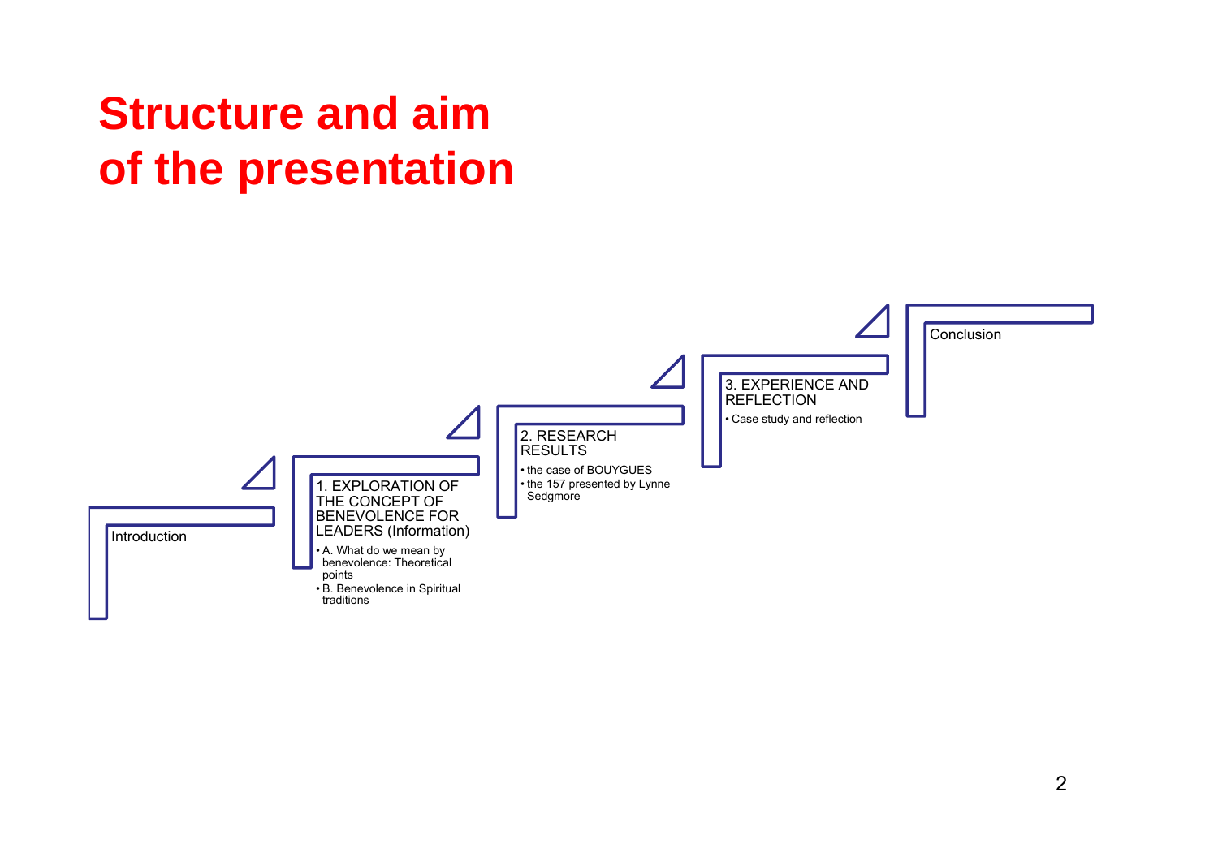# Structure and aim of the presentation

- Introduction
- 1. EXPLORATION OF THE CONCEPT OF BENEVOLENCE FOR LEADERS (Information)
  - A. What do we mean by benevolence: Theoretical points
  - B. Benevolence in Spiritual traditions
- 2. RESEARCH RESULTS
  - the case of BOUYGUES
  - the 157 presented by Lynne Sedgmore
- 3. EXPERIENCE AND REFLECTION
  - Case study and reflection
- Conclusion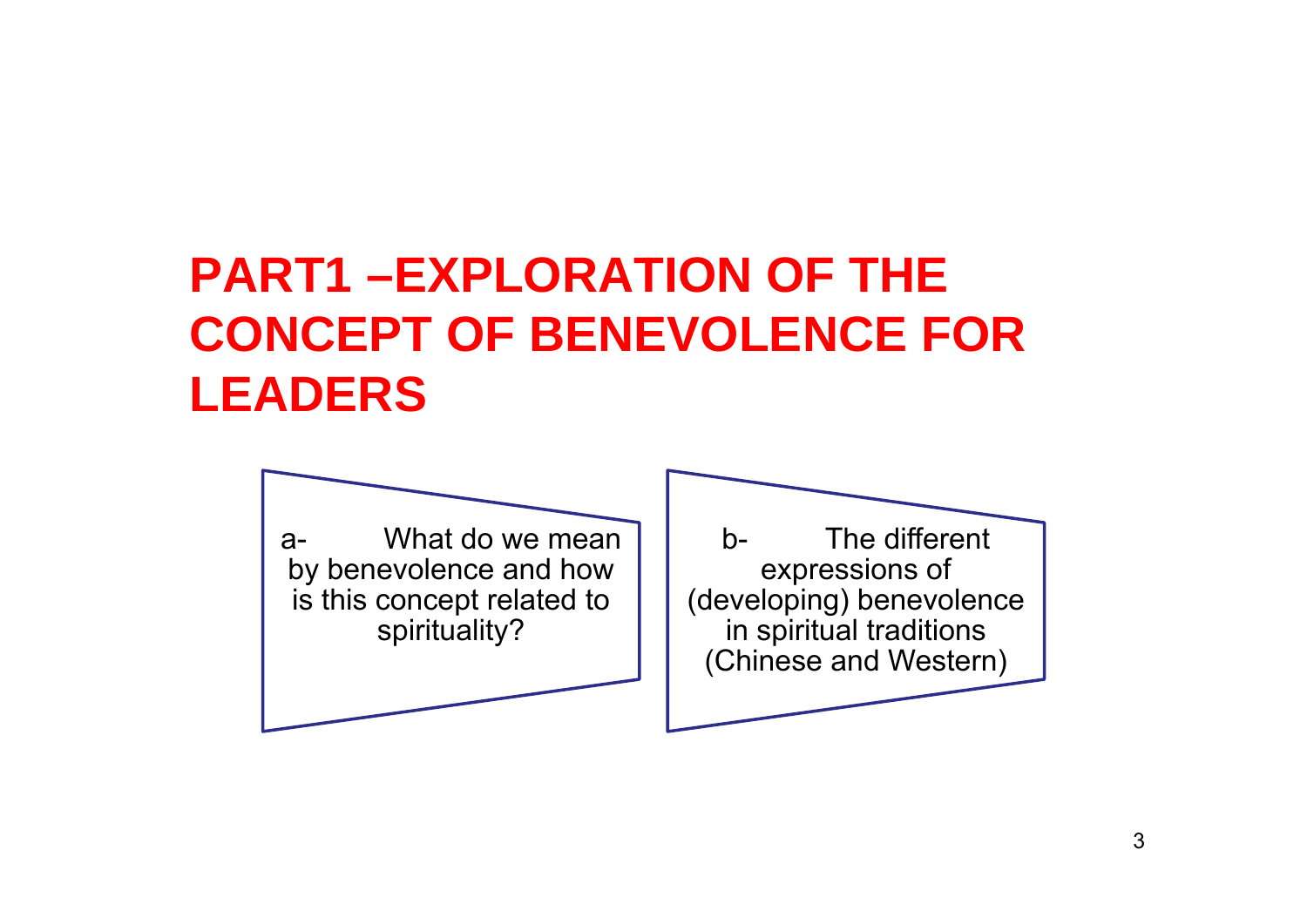# PART1 –EXPLORATION OF THE CONCEPT OF BENEVOLENCE FOR LEADERS

a- What do we mean by benevolence and how is this concept related to spirituality?

b- The different expressions of (developing) benevolence in spiritual traditions (Chinese and Western)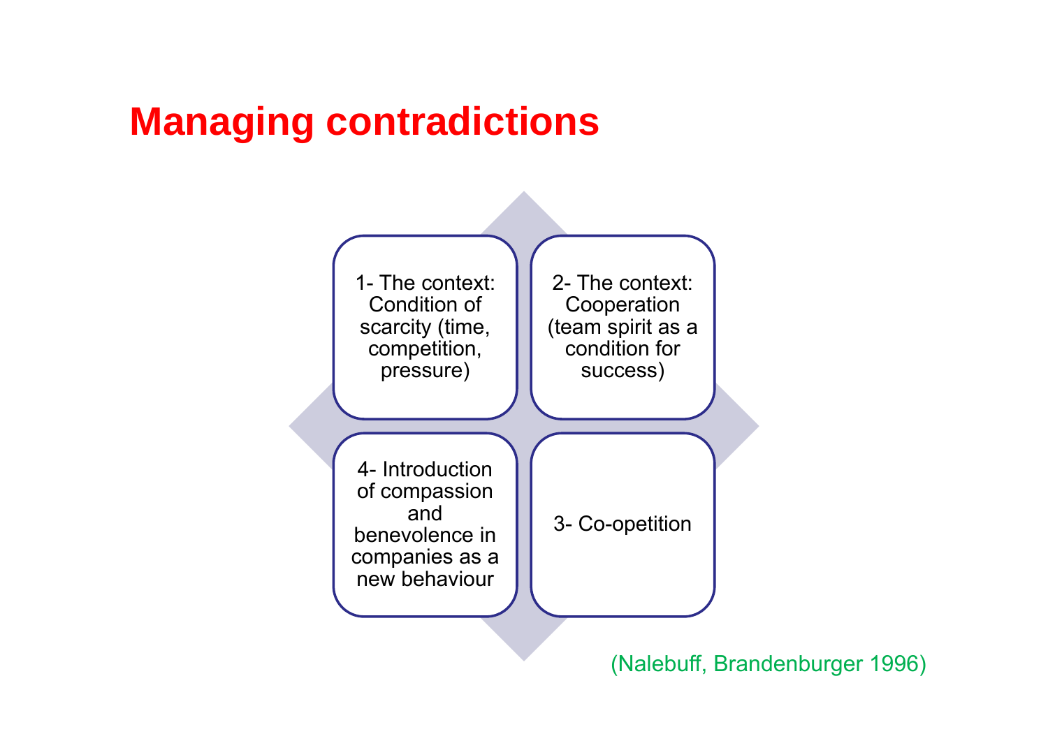# Managing contradictions

1- The context: Condition of scarcity (time, competition, pressure)

2- The context: Cooperation (team spirit as a condition for success)

3- Co-opetition

4- Introduction of compassion and benevolence in companies as a new behaviour

(Nalebuff, Brandenburger 1996)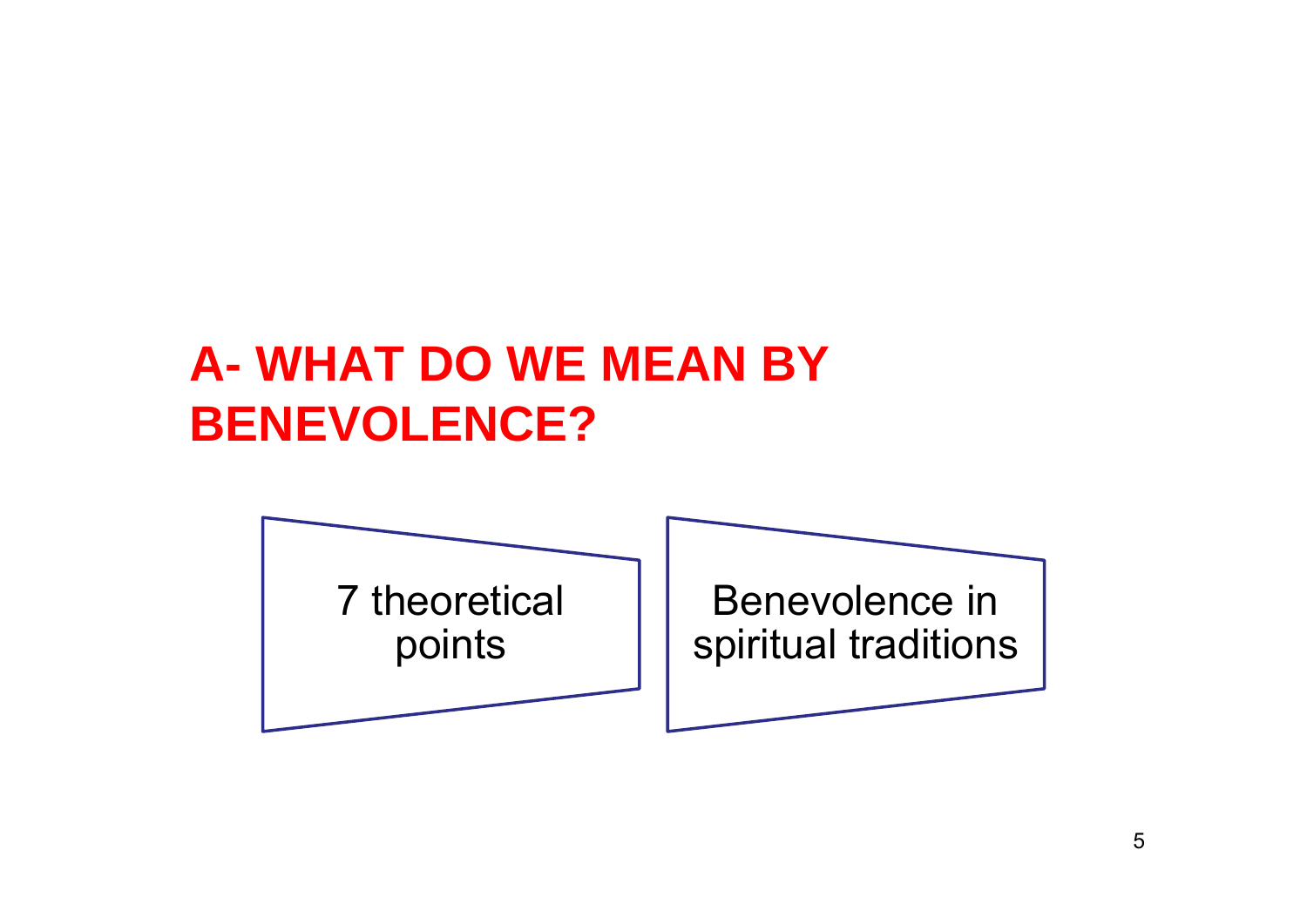## A- WHAT DO WE MEAN BY BENEVOLENCE?

- 7 theoretical points
- Benevolence in spiritual traditions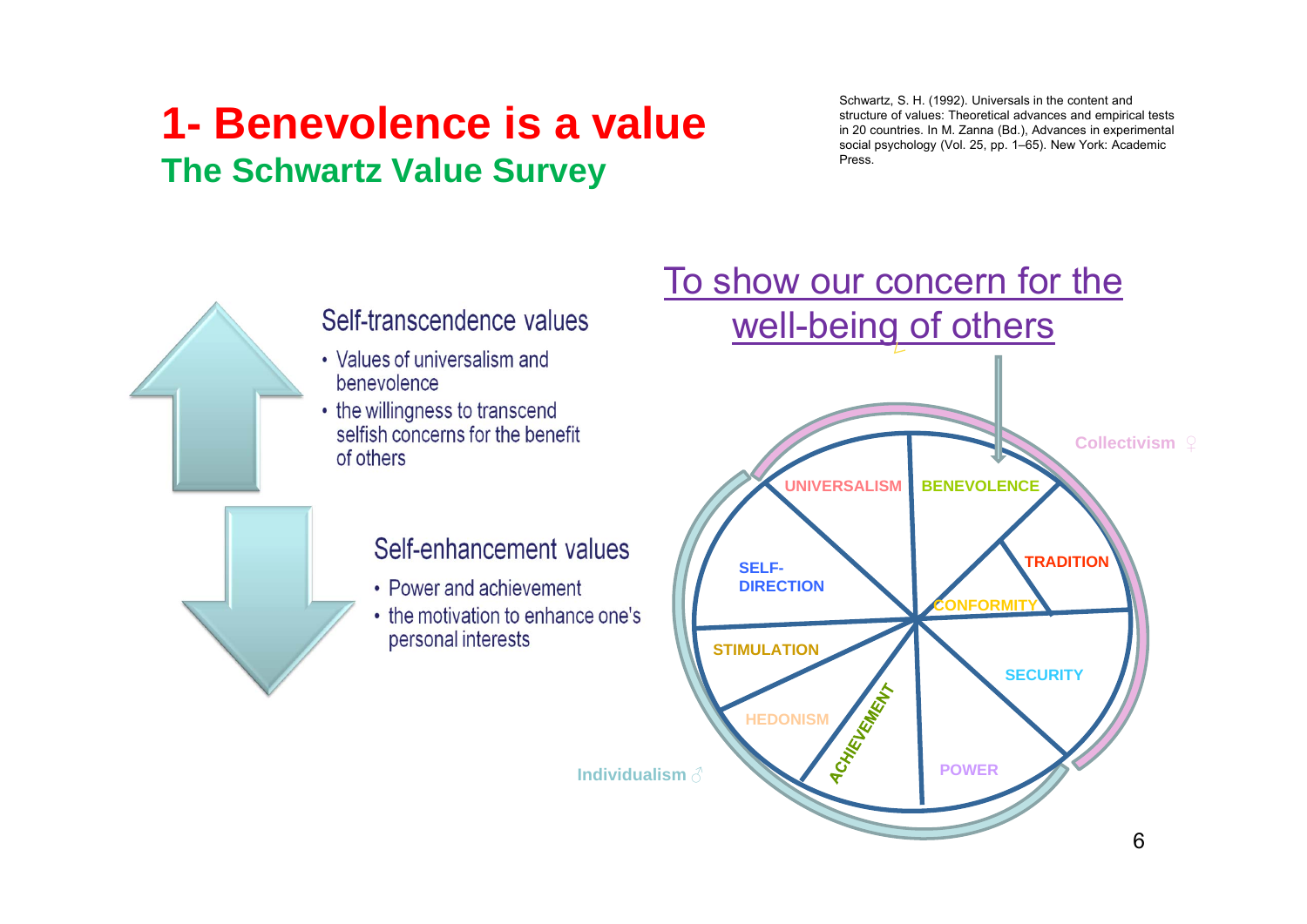# 1- Benevolence is a value

## The Schwartz Value Survey

Schwartz, S. H. (1992). Universals in the content and structure of values: Theoretical advances and empirical tests in 20 countries. In M. Zanna (Bd.), Advances in experimental social psychology (Vol. 25, pp. 1–65). New York: Academic Press.

### Self-transcendence values

- Values of universalism and benevolence
- the willingness to transcend selfish concerns for the benefit of others

### Self-enhancement values

- Power and achievement
- the motivation to enhance one's personal interests

To show our concern for the well-being of others

UNIVERSALISM | BENEVOLENCE | TRADITION | CONFORMITY | SECURITY | POWER | ACHIEVEMENT | HEDONISM | STIMULATION | SELF-DIRECTION

Collectivism ♀

Individualism ♂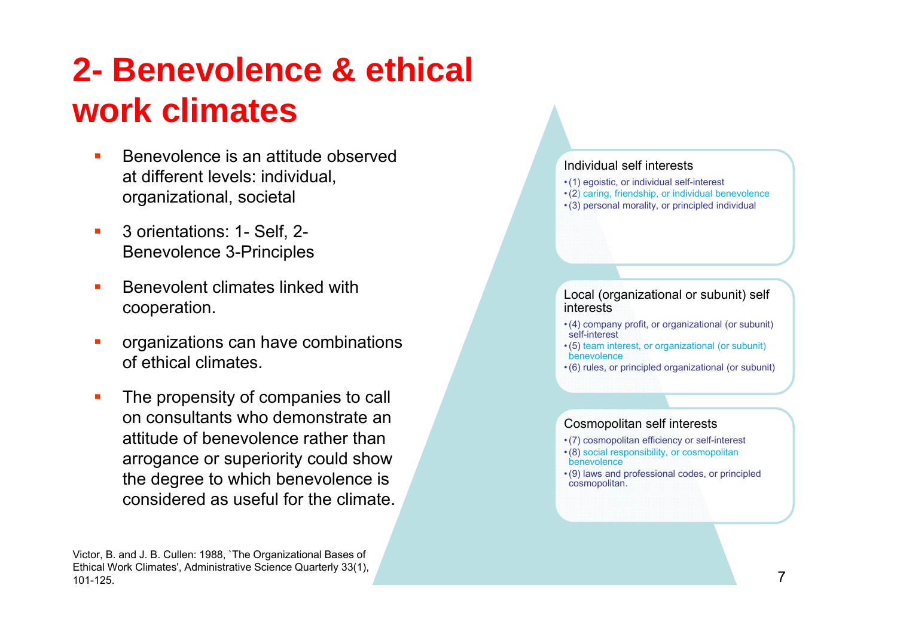# 2- Benevolence & ethical work climates

- Benevolence is an attitude observed at different levels: individual, organizational, societal
- 3 orientations: 1- Self, 2- Benevolence 3-Principles
- Benevolent climates linked with cooperation.
- organizations can have combinations of ethical climates.
- The propensity of companies to call on consultants who demonstrate an attitude of benevolence rather than arrogance or superiority could show the degree to which benevolence is considered as useful for the climate.

Individual self interests

- (1) egoistic, or individual self-interest
- (2) caring, friendship, or individual benevolence
- (3) personal morality, or principled individual

Local (organizational or subunit) self interests

- (4) company profit, or organizational (or subunit) self-interest
- (5) team interest, or organizational (or subunit) benevolence
- (6) rules, or principled organizational (or subunit)

Cosmopolitan self interests

- (7) cosmopolitan efficiency or self-interest
- (8) social responsibility, or cosmopolitan benevolence
- (9) laws and professional codes, or principled cosmopolitan.

Victor, B. and J. B. Cullen: 1988, `The Organizational Bases of Ethical Work Climates', Administrative Science Quarterly 33(1), 101-125.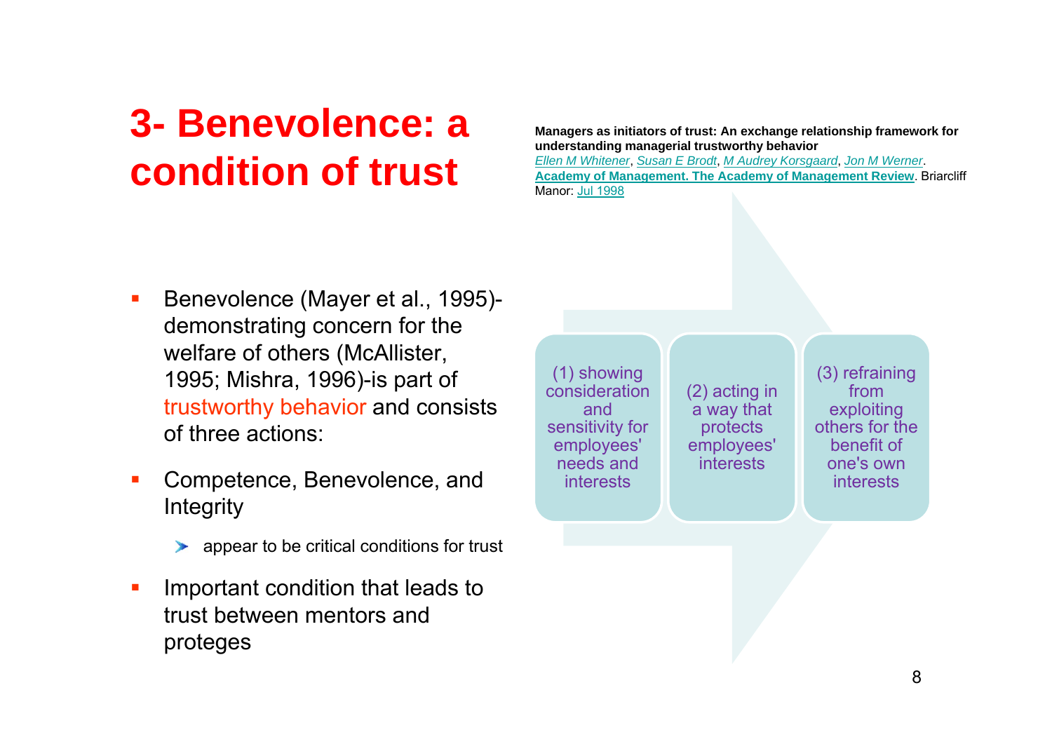# 3- Benevolence: a condition of trust

**Managers as initiators of trust: An exchange relationship framework for understanding managerial trustworthy behavior**
*Ellen M Whitener*, *Susan E Brodt*, *M Audrey Korsgaard*, *Jon M Werner*. **Academy of Management. The Academy of Management Review**. Briarcliff Manor: Jul 1998

- Benevolence (Mayer et al., 1995)- demonstrating concern for the welfare of others (McAllister, 1995; Mishra, 1996)-is part of trustworthy behavior and consists of three actions:
- Competence, Benevolence, and Integrity
  - appear to be critical conditions for trust
- Important condition that leads to trust between mentors and proteges

(1) showing consideration and sensitivity for employees' needs and interests

(2) acting in a way that protects employees' interests

(3) refraining from exploiting others for the benefit of one's own interests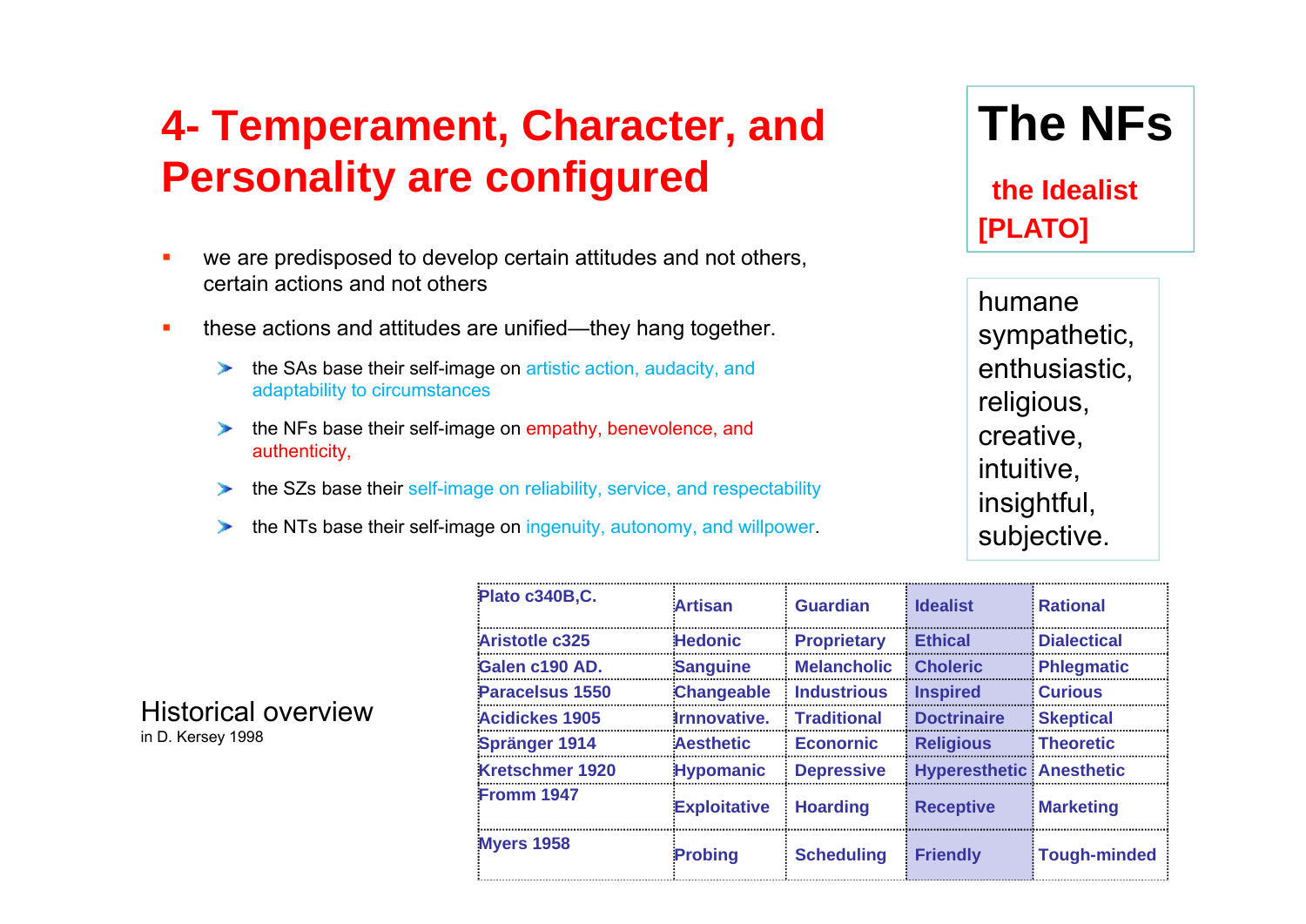# 4- Temperament, Character, and Personality are configured

- we are predisposed to develop certain attitudes and not others, certain actions and not others
- these actions and attitudes are unified—they hang together.
  - the SAs base their self-image on artistic action, audacity, and adaptability to circumstances
  - the NFs base their self-image on empathy, benevolence, and authenticity,
  - the SZs base their self-image on reliability, service, and respectability
  - the NTs base their self-image on ingenuity, autonomy, and willpower.

## The NFs

**the Idealist [PLATO]**

humane sympathetic, enthusiastic, religious, creative, intuitive, insightful, subjective.

Historical overview
in D. Kersey 1998

| Plato c340B,C. | Artisan | Guardian | Idealist | Rational |
|---|---|---|---|---|
| Aristotle c325 | Hedonic | Proprietary | Ethical | Dialectical |
| Galen c190 AD. | Sanguine | Melancholic | Choleric | Phlegmatic |
| Paracelsus 1550 | Changeable | Industrious | Inspired | Curious |
| Acidickes 1905 | Irnnovative. | Traditional | Doctrinaire | Skeptical |
| Spränger 1914 | Aesthetic | Econornic | Religious | Theoretic |
| Kretschmer 1920 | Hypomanic | Depressive | Hyperesthetic | Anesthetic |
| Fromm 1947 | Exploitative | Hoarding | Receptive | Marketing |
| Myers 1958 | Probing | Scheduling | Friendly | Tough-minded |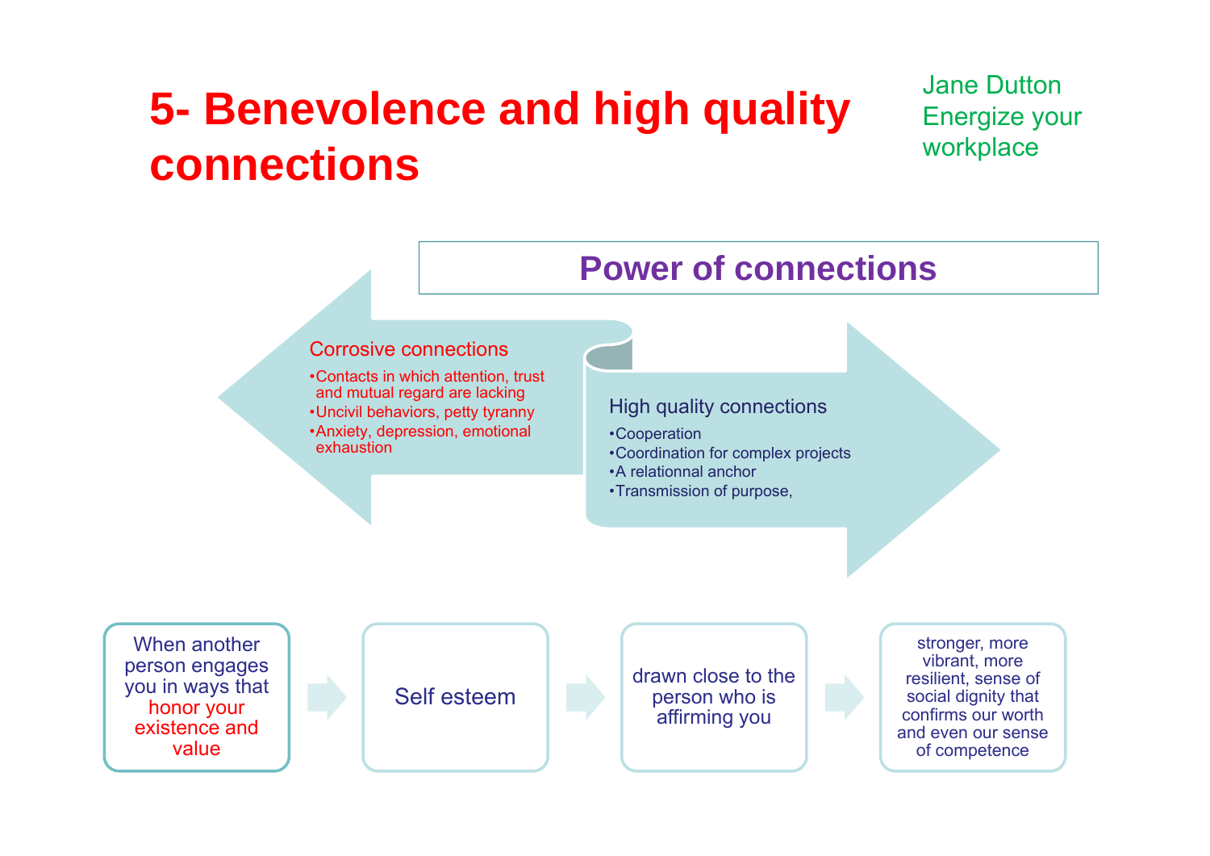# 5- Benevolence and high quality connections

Jane Dutton
Energize your workplace

## Power of connections

**Corrosive connections**

- Contacts in which attention, trust and mutual regard are lacking
- Uncivil behaviors, petty tyranny
- Anxiety, depression, emotional exhaustion

**High quality connections**

- Cooperation
- Coordination for complex projects
- A relationnal anchor
- Transmission of purpose,

When another person engages you in ways that honor your existence and value → Self esteem → drawn close to the person who is affirming you → stronger, more vibrant, more resilient, sense of social dignity that confirms our worth and even our sense of competence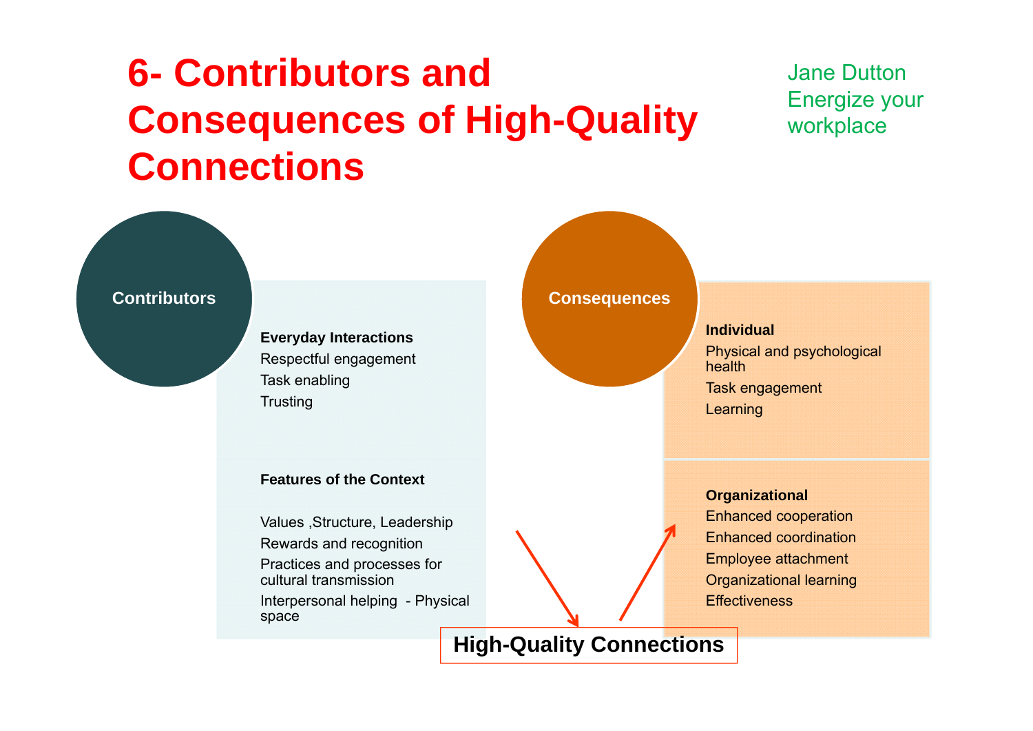# 6- Contributors and Consequences of High-Quality Connections

Jane Dutton
Energize your workplace

## Contributors

**Everyday Interactions**

- Respectful engagement
- Task enabling
- Trusting

**Features of the Context**

- Values ,Structure, Leadership
- Rewards and recognition
- Practices and processes for cultural transmission
- Interpersonal helping - Physical space

## Consequences

**Individual**

- Physical and psychological health
- Task engagement
- Learning

**Organizational**

- Enhanced cooperation
- Enhanced coordination
- Employee attachment
- Organizational learning
- Effectiveness

**High-Quality Connections**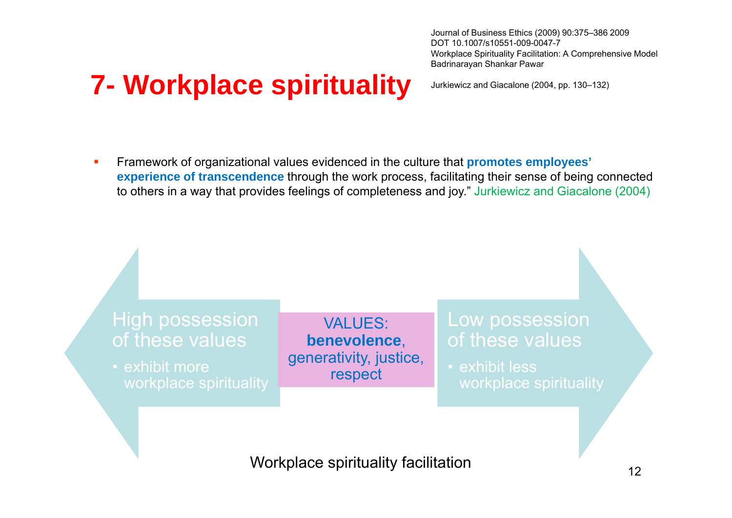Journal of Business Ethics (2009) 90:375–386 2009
DOT 10.1007/s10551-009-0047-7
Workplace Spirituality Facilitation: A Comprehensive Model
Badrinarayan Shankar Pawar

Jurkiewicz and Giacalone (2004, pp. 130–132)

# 7- Workplace spirituality

- Framework of organizational values evidenced in the culture that **promotes employees' experience of transcendence** through the work process, facilitating their sense of being connected to others in a way that provides feelings of completeness and joy." Jurkiewicz and Giacalone (2004)

High possession of these values
- exhibit more workplace spirituality

VALUES: **benevolence**, generativity, justice, respect

Low possession of these values
- exhibit less workplace spirituality

Workplace spirituality facilitation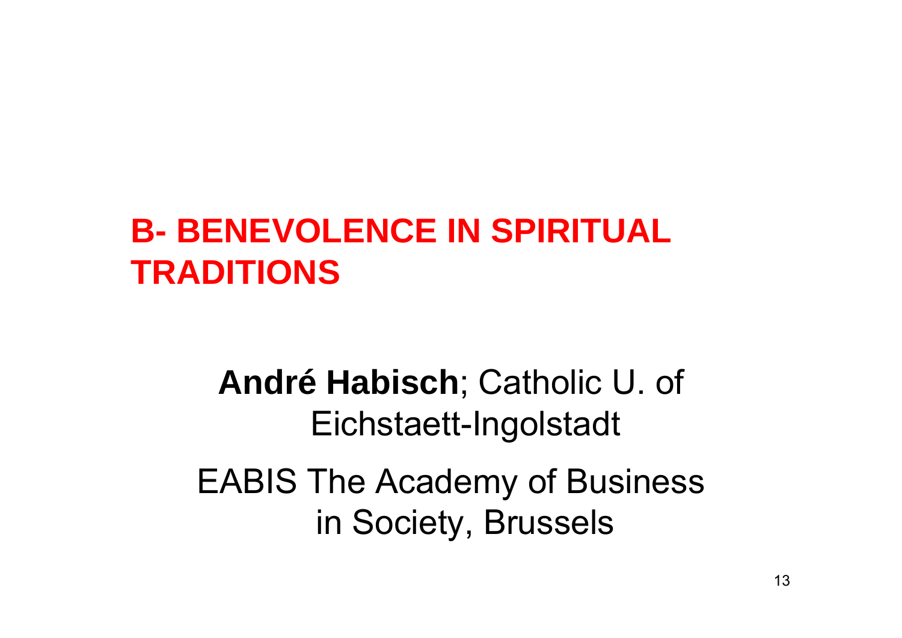## B- BENEVOLENCE IN SPIRITUAL TRADITIONS

**André Habisch**; Catholic U. of Eichstaett-Ingolstadt

EABIS The Academy of Business in Society, Brussels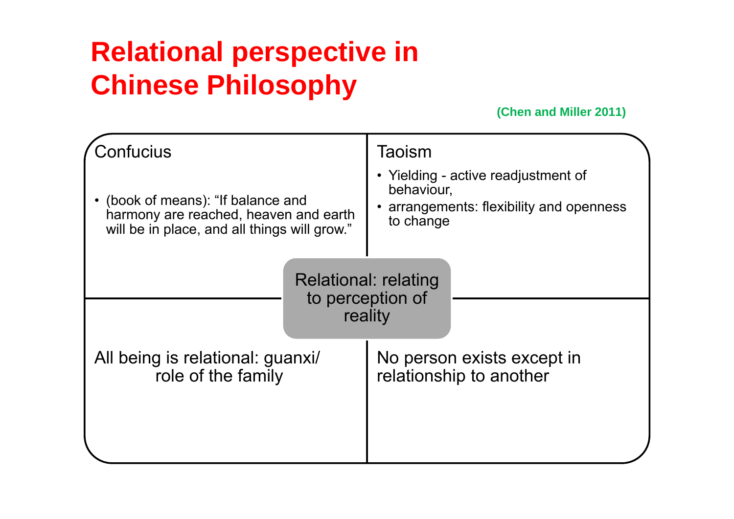# Relational perspective in Chinese Philosophy

(Chen and Miller 2011)

## Confucius

- (book of means): “If balance and harmony are reached, heaven and earth will be in place, and all things will grow.”

## Taoism

- Yielding - active readjustment of behaviour,
- arrangements: flexibility and openness to change

**Relational: relating to perception of reality**

All being is relational: guanxi/ role of the family

No person exists except in relationship to another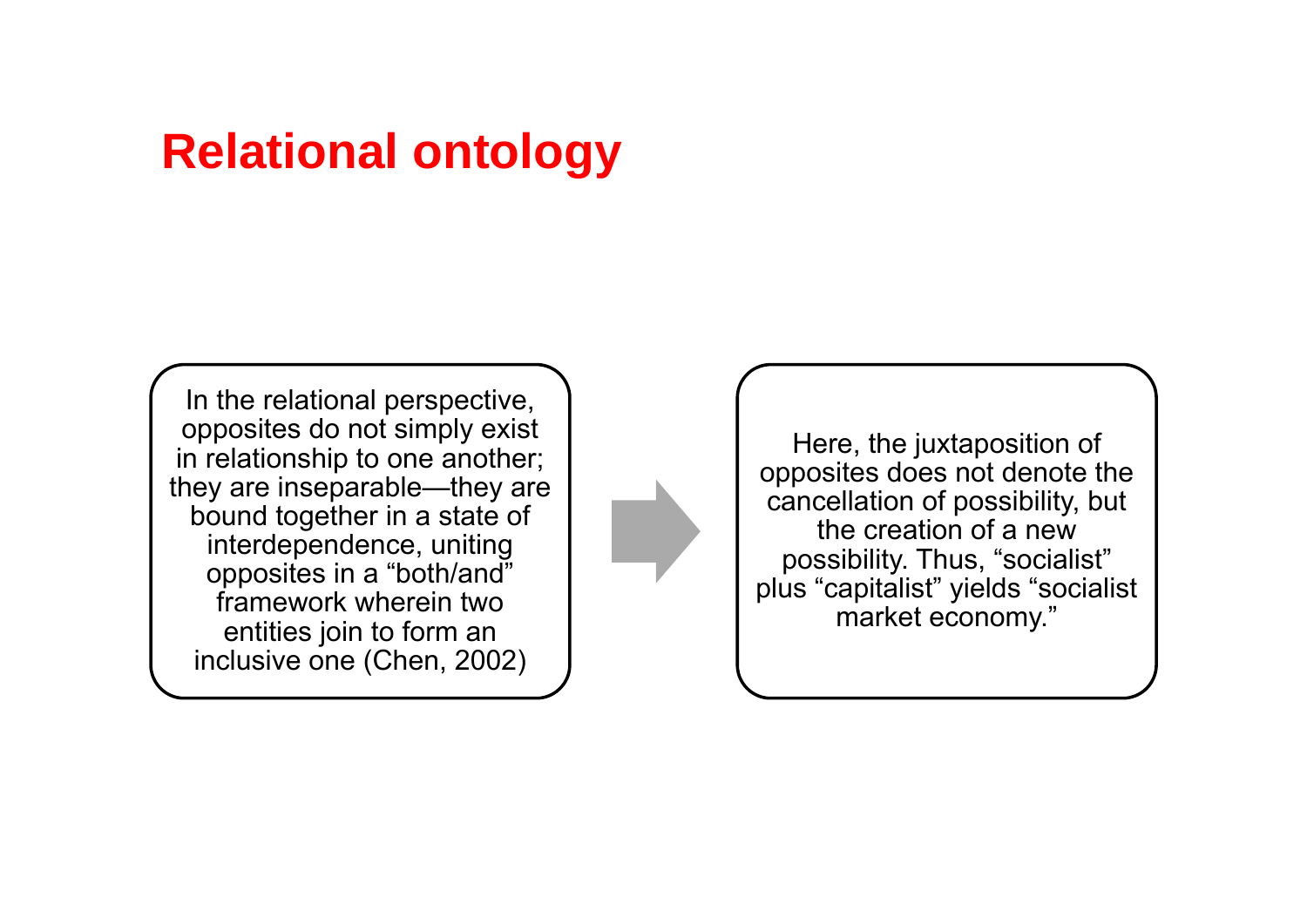# Relational ontology

In the relational perspective, opposites do not simply exist in relationship to one another; they are inseparable—they are bound together in a state of interdependence, uniting opposites in a "both/and" framework wherein two entities join to form an inclusive one (Chen, 2002)

Here, the juxtaposition of opposites does not denote the cancellation of possibility, but the creation of a new possibility. Thus, "socialist" plus "capitalist" yields "socialist market economy."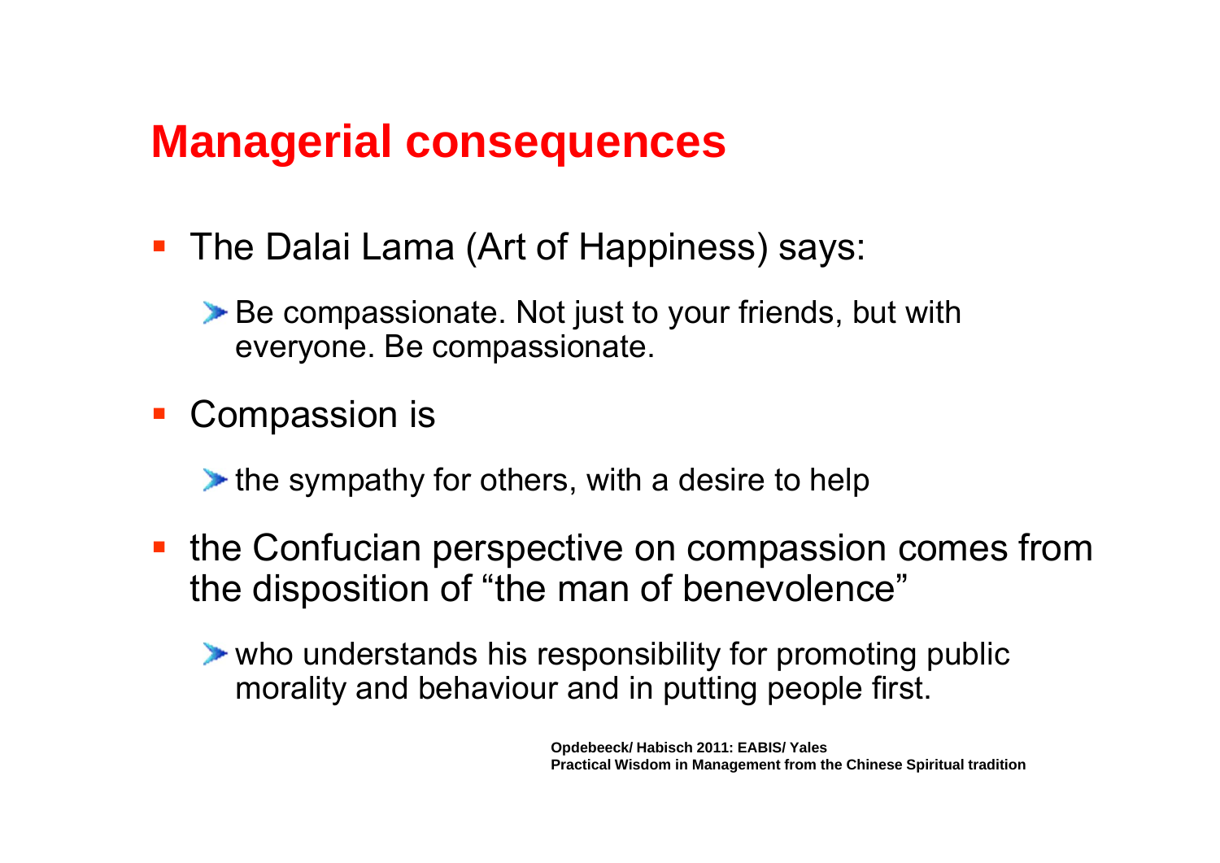# Managerial consequences

- The Dalai Lama (Art of Happiness) says:
  - Be compassionate. Not just to your friends, but with everyone. Be compassionate.
- Compassion is
  - the sympathy for others, with a desire to help
- the Confucian perspective on compassion comes from the disposition of "the man of benevolence"
  - who understands his responsibility for promoting public morality and behaviour and in putting people first.

**Opdebeeck/ Habisch 2011: EABIS/ Yales**
**Practical Wisdom in Management from the Chinese Spiritual tradition**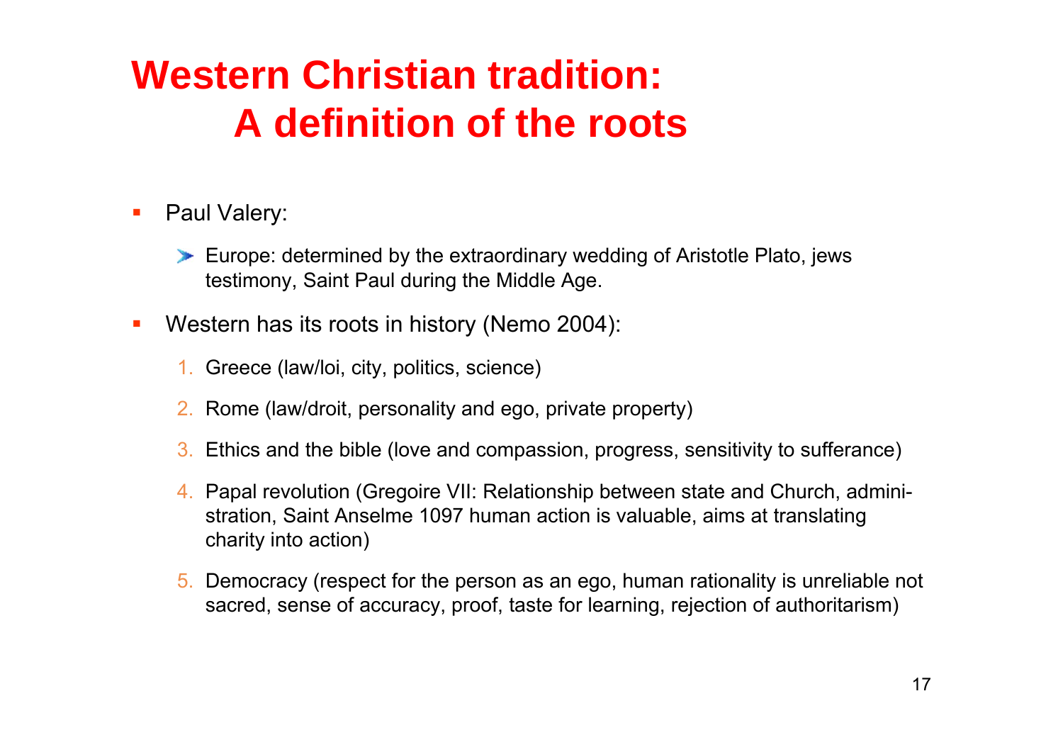# Western Christian tradition: A definition of the roots

- Paul Valery:
  - Europe: determined by the extraordinary wedding of Aristotle Plato, jews testimony, Saint Paul during the Middle Age.
- Western has its roots in history (Nemo 2004):
  1. Greece (law/loi, city, politics, science)
  2. Rome (law/droit, personality and ego, private property)
  3. Ethics and the bible (love and compassion, progress, sensitivity to sufferance)
  4. Papal revolution (Gregoire VII: Relationship between state and Church, administration, Saint Anselme 1097 human action is valuable, aims at translating charity into action)
  5. Democracy (respect for the person as an ego, human rationality is unreliable not sacred, sense of accuracy, proof, taste for learning, rejection of authoritarism)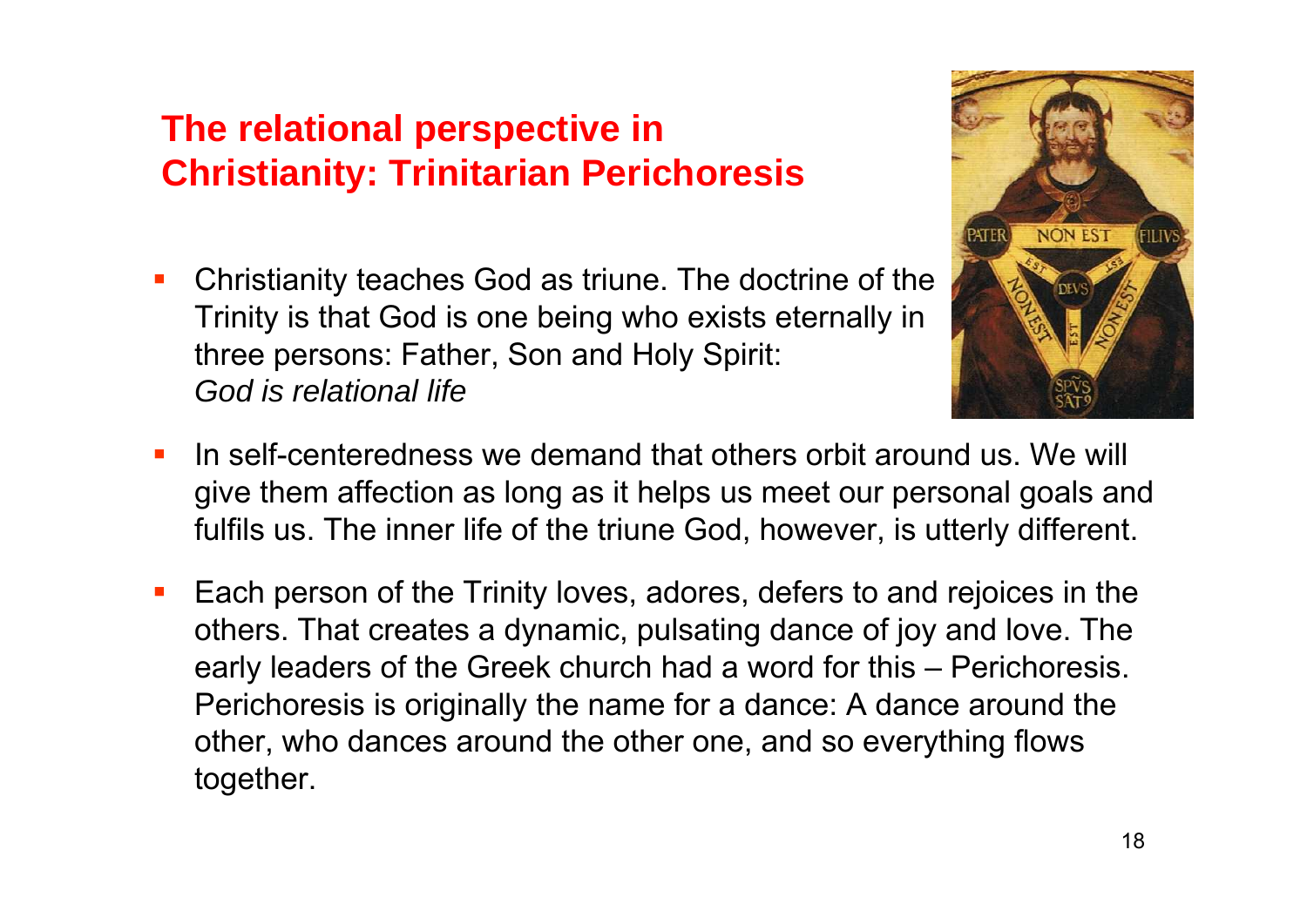## The relational perspective in Christianity: Trinitarian Perichoresis

- Christianity teaches God as triune. The doctrine of the Trinity is that God is one being who exists eternally in three persons: Father, Son and Holy Spirit: *God is relational life*
- In self-centeredness we demand that others orbit around us. We will give them affection as long as it helps us meet our personal goals and fulfils us. The inner life of the triune God, however, is utterly different.
- Each person of the Trinity loves, adores, defers to and rejoices in the others. That creates a dynamic, pulsating dance of joy and love. The early leaders of the Greek church had a word for this – Perichoresis. Perichoresis is originally the name for a dance: A dance around the other, who dances around the other one, and so everything flows together.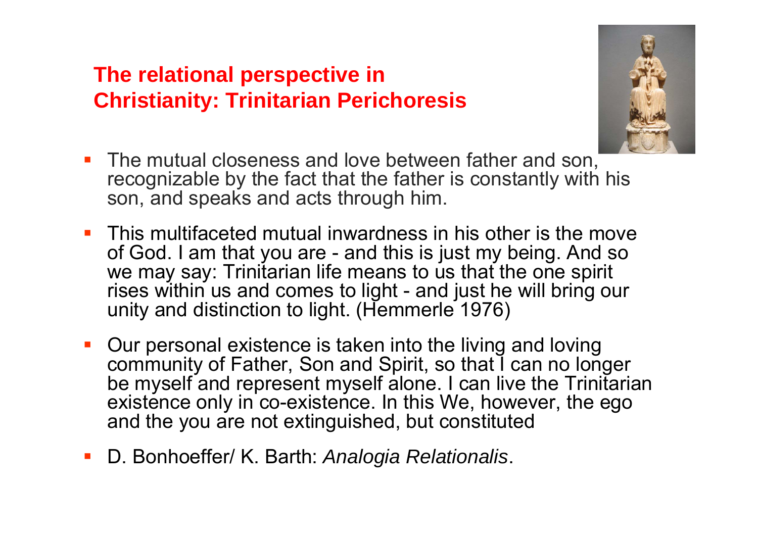## The relational perspective in Christianity: Trinitarian Perichoresis

- The mutual closeness and love between father and son, recognizable by the fact that the father is constantly with his son, and speaks and acts through him.
- This multifaceted mutual inwardness in his other is the move of God. I am that you are - and this is just my being. And so we may say: Trinitarian life means to us that the one spirit rises within us and comes to light - and just he will bring our unity and distinction to light. (Hemmerle 1976)
- Our personal existence is taken into the living and loving community of Father, Son and Spirit, so that I can no longer be myself and represent myself alone. I can live the Trinitarian existence only in co-existence. In this We, however, the ego and the you are not extinguished, but constituted
- D. Bonhoeffer/ K. Barth: *Analogia Relationalis*.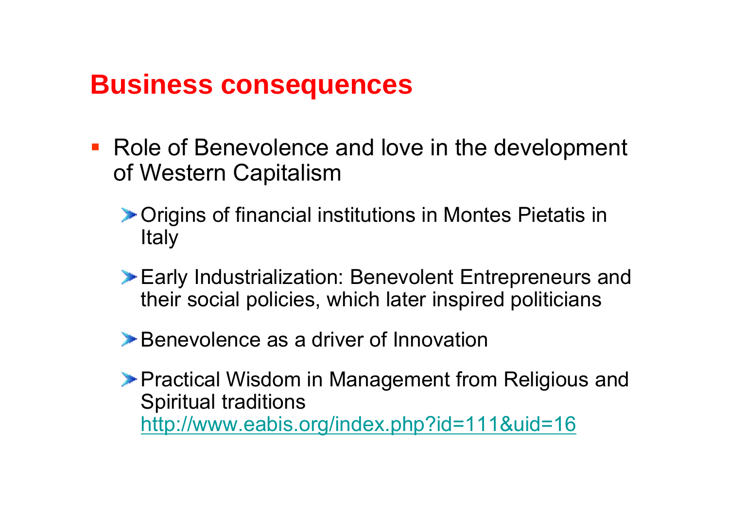# Business consequences

- Role of Benevolence and love in the development of Western Capitalism
  - Origins of financial institutions in Montes Pietatis in Italy
  - Early Industrialization: Benevolent Entrepreneurs and their social policies, which later inspired politicians
  - Benevolence as a driver of Innovation
  - Practical Wisdom in Management from Religious and Spiritual traditions http://www.eabis.org/index.php?id=111&uid=16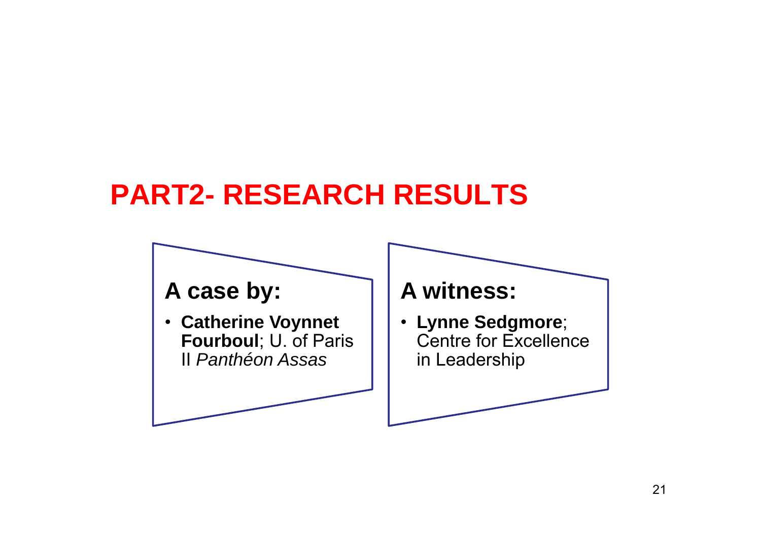# PART2- RESEARCH RESULTS

### A case by:

- **Catherine Voynnet Fourboul**; U. of Paris II *Panthéon Assas*

### A witness:

- **Lynne Sedgmore**; Centre for Excellence in Leadership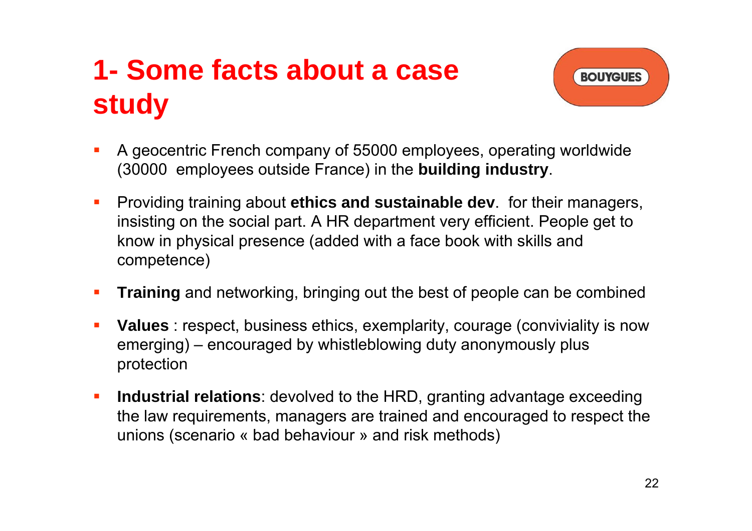# 1- Some facts about a case study

BOUYGUES

- A geocentric French company of 55000 employees, operating worldwide (30000 employees outside France) in the **building industry**.
- Providing training about **ethics and sustainable dev**. for their managers, insisting on the social part. A HR department very efficient. People get to know in physical presence (added with a face book with skills and competence)
- **Training** and networking, bringing out the best of people can be combined
- **Values** : respect, business ethics, exemplarity, courage (conviviality is now emerging) – encouraged by whistleblowing duty anonymously plus protection
- **Industrial relations**: devolved to the HRD, granting advantage exceeding the law requirements, managers are trained and encouraged to respect the unions (scenario « bad behaviour » and risk methods)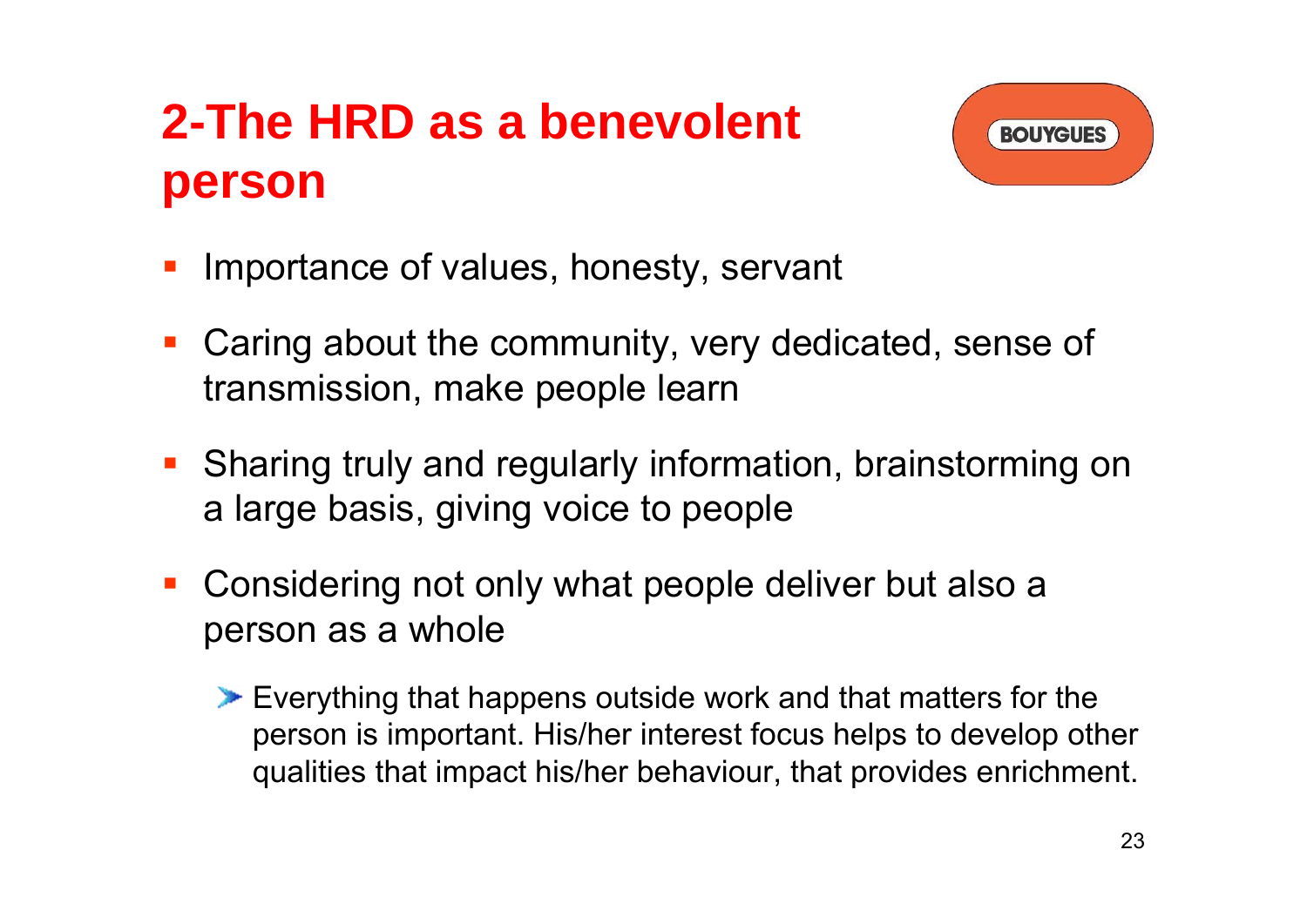# 2-The HRD as a benevolent person

BOUYGUES

- Importance of values, honesty, servant
- Caring about the community, very dedicated, sense of transmission, make people learn
- Sharing truly and regularly information, brainstorming on a large basis, giving voice to people
- Considering not only what people deliver but also a person as a whole
  - Everything that happens outside work and that matters for the person is important. His/her interest focus helps to develop other qualities that impact his/her behaviour, that provides enrichment.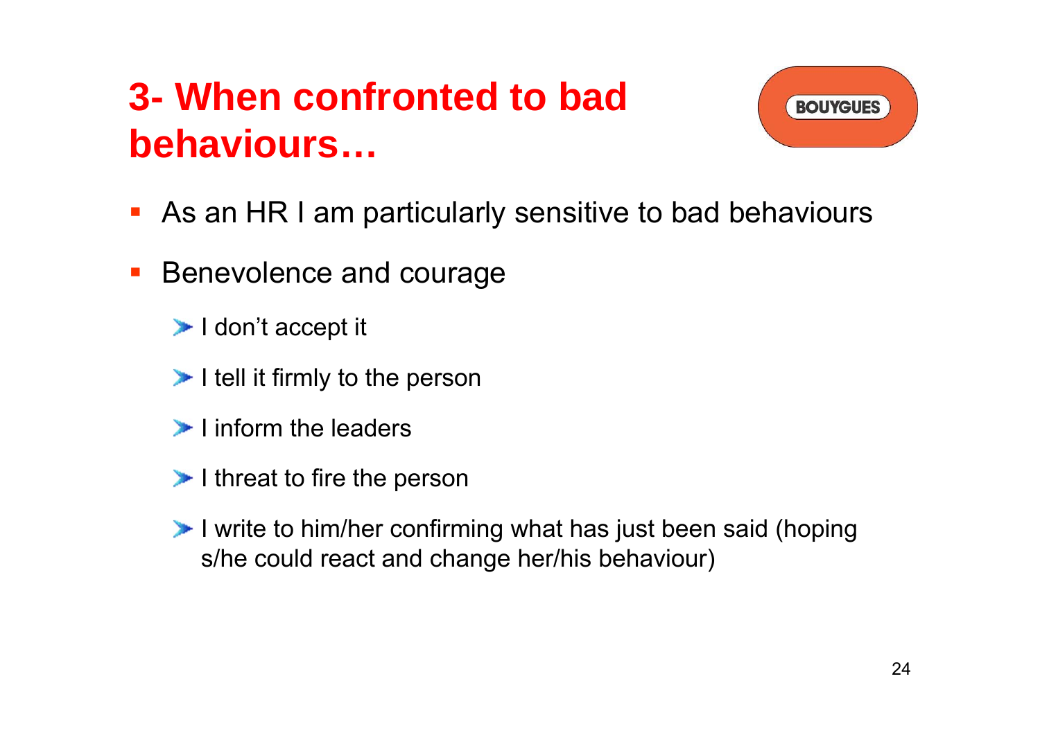# 3- When confronted to bad behaviours…

- As an HR I am particularly sensitive to bad behaviours
- Benevolence and courage
  - I don't accept it
  - I tell it firmly to the person
  - I inform the leaders
  - I threat to fire the person
  - I write to him/her confirming what has just been said (hoping s/he could react and change her/his behaviour)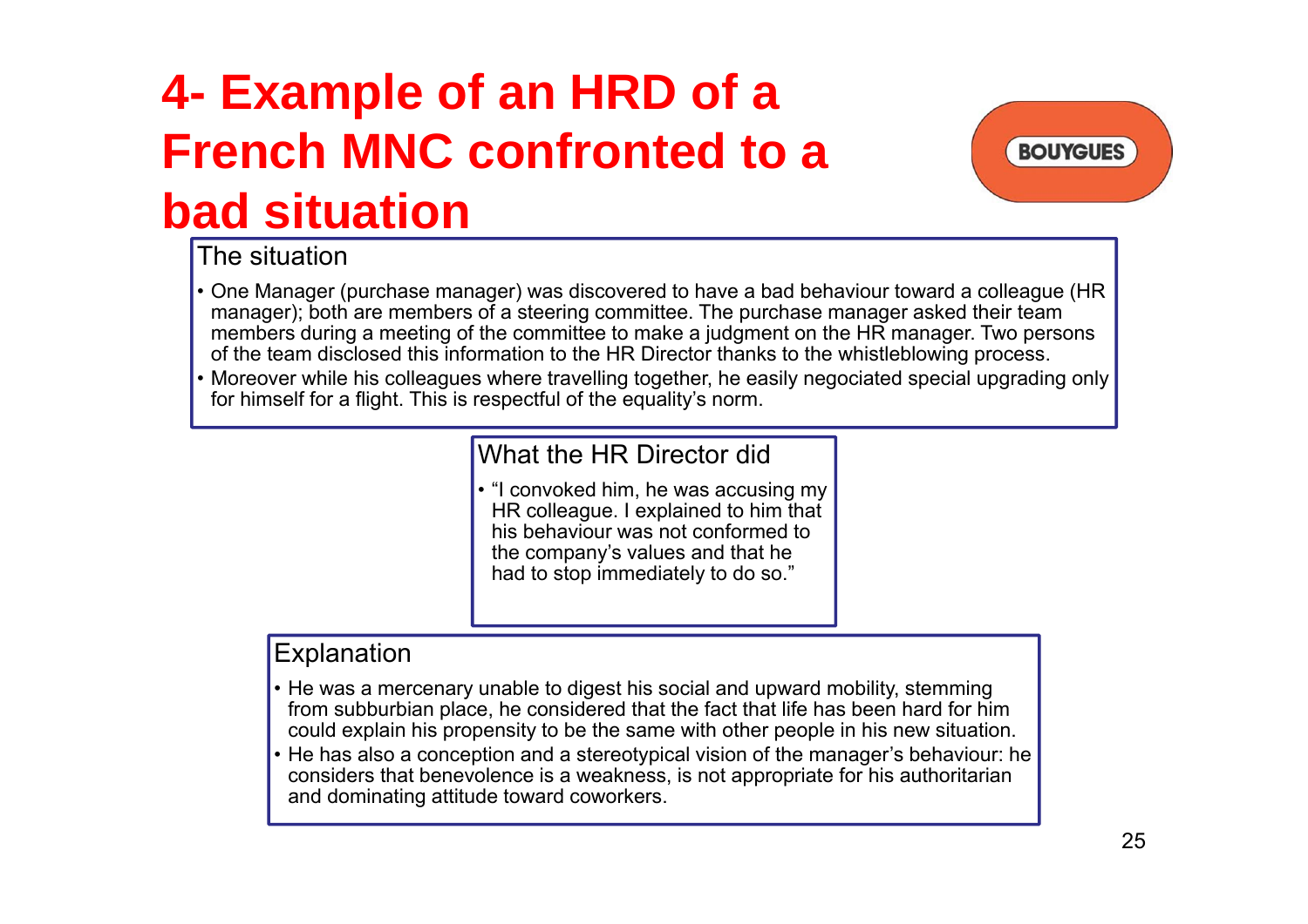# 4- Example of an HRD of a French MNC confronted to a bad situation

BOUYGUES

## The situation

- One Manager (purchase manager) was discovered to have a bad behaviour toward a colleague (HR manager); both are members of a steering committee. The purchase manager asked their team members during a meeting of the committee to make a judgment on the HR manager. Two persons of the team disclosed this information to the HR Director thanks to the whistleblowing process.
- Moreover while his colleagues where travelling together, he easily negociated special upgrading only for himself for a flight. This is respectful of the equality's norm.

## What the HR Director did

- "I convoked him, he was accusing my HR colleague. I explained to him that his behaviour was not conformed to the company's values and that he had to stop immediately to do so."

## Explanation

- He was a mercenary unable to digest his social and upward mobility, stemming from subburbian place, he considered that the fact that life has been hard for him could explain his propensity to be the same with other people in his new situation.
- He has also a conception and a stereotypical vision of the manager's behaviour: he considers that benevolence is a weakness, is not appropriate for his authoritarian and dominating attitude toward coworkers.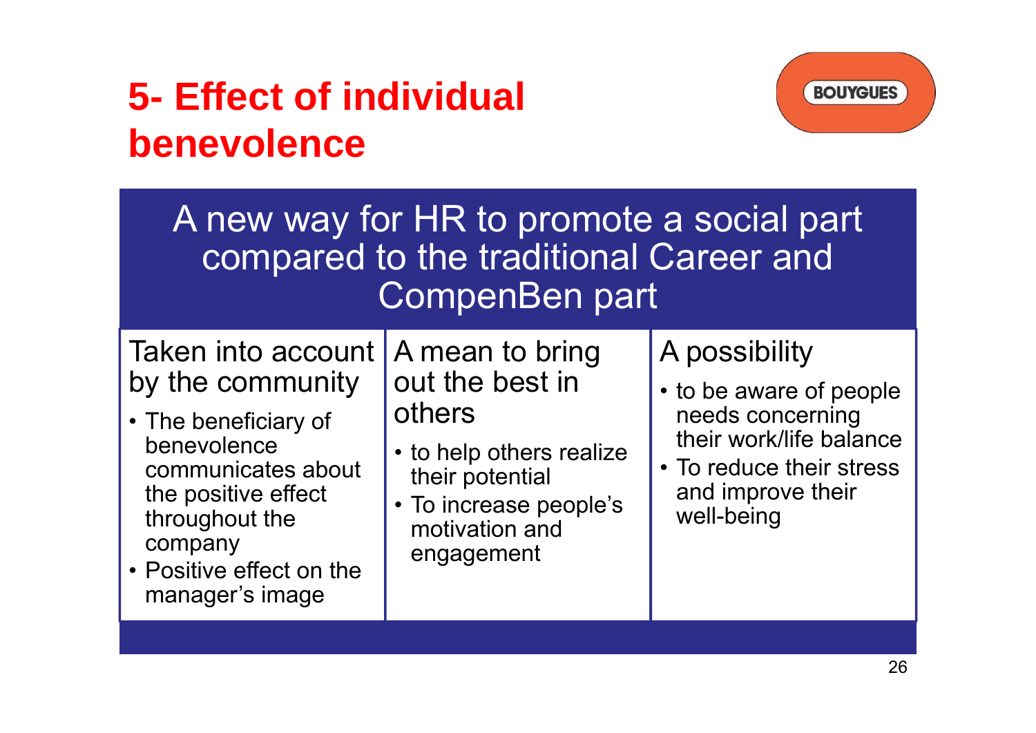# 5- Effect of individual benevolence

BOUYGUES

**A new way for HR to promote a social part compared to the traditional Career and CompenBen part**

### Taken into account by the community

- The beneficiary of benevolence communicates about the positive effect throughout the company
- Positive effect on the manager's image

### A mean to bring out the best in others

- to help others realize their potential
- To increase people's motivation and engagement

### A possibility

- to be aware of people needs concerning their work/life balance
- To reduce their stress and improve their well-being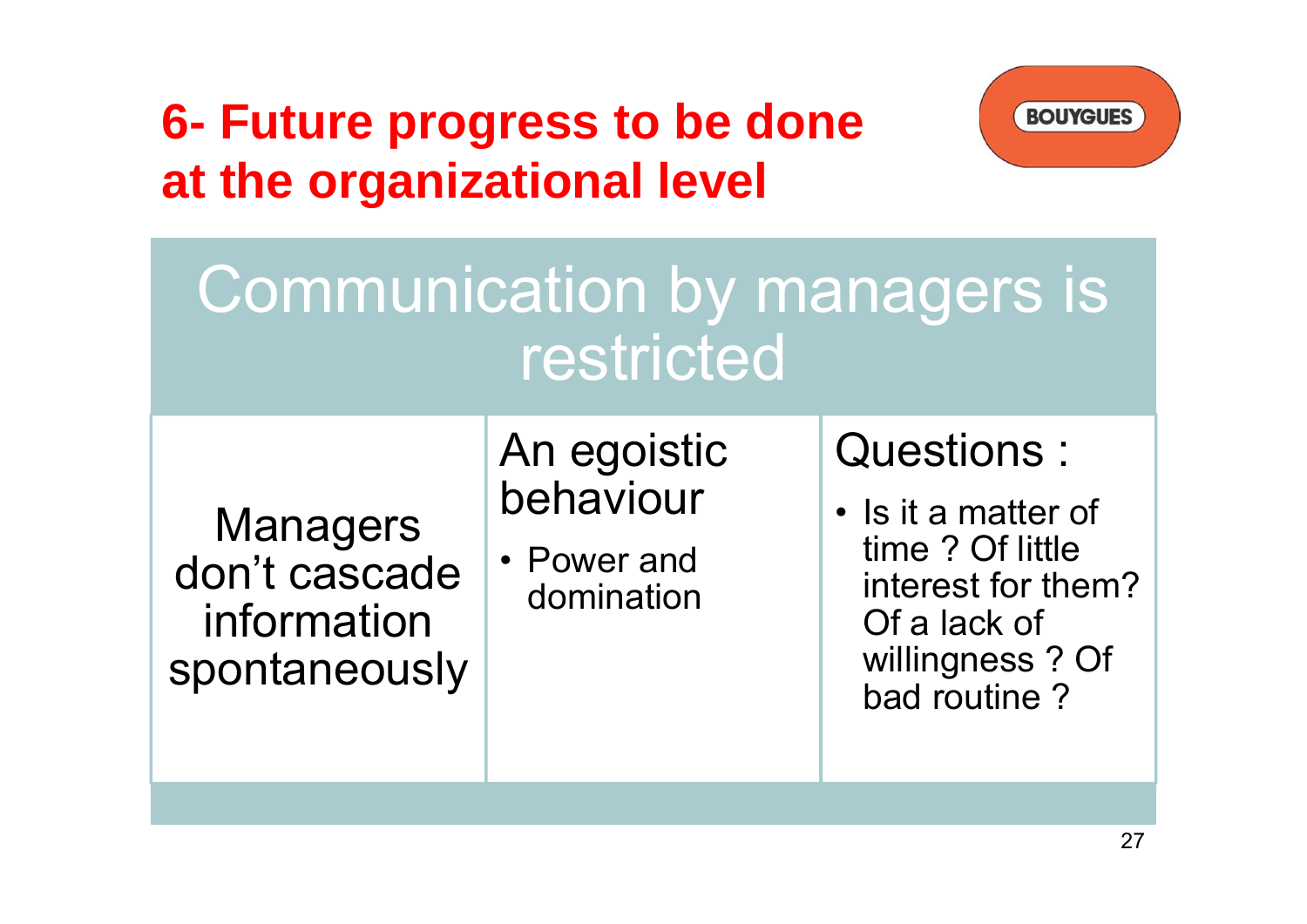# 6- Future progress to be done at the organizational level

## Communication by managers is restricted

| Managers don't cascade information spontaneously | An egoistic behaviour<br>• Power and domination | Questions :<br>• Is it a matter of time ? Of little interest for them? Of a lack of willingness ? Of bad routine ? |
|---|---|---|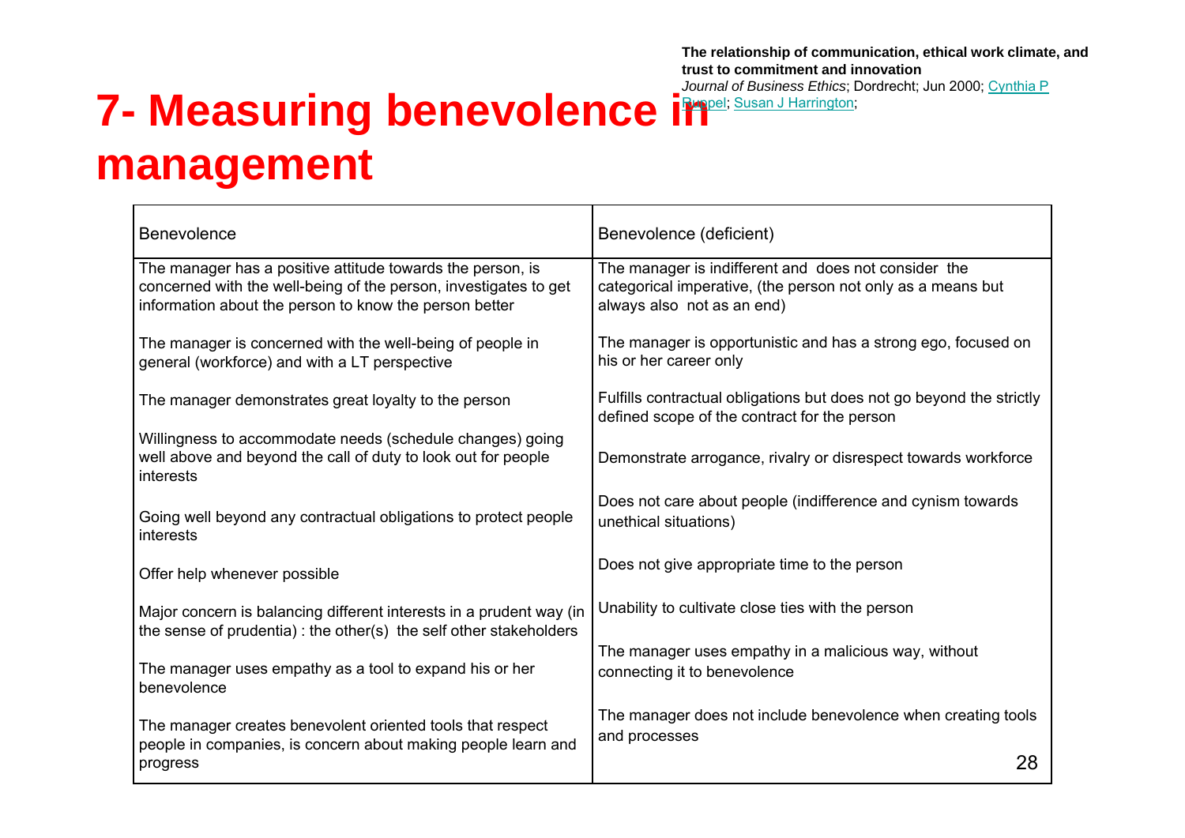# 7- Measuring benevolence in management

**The relationship of communication, ethical work climate, and trust to commitment and innovation**
*Journal of Business Ethics*; Dordrecht; Jun 2000; Cynthia P Ruppel; Susan J Harrington;

| Benevolence | Benevolence (deficient) |
|---|---|
| The manager has a positive attitude towards the person, is concerned with the well-being of the person, investigates to get information about the person to know the person better | The manager is indifferent and does not consider the categorical imperative, (the person not only as a means but always also not as an end) |
| The manager is concerned with the well-being of people in general (workforce) and with a LT perspective | The manager is opportunistic and has a strong ego, focused on his or her career only |
| The manager demonstrates great loyalty to the person | Fulfills contractual obligations but does not go beyond the strictly defined scope of the contract for the person |
| Willingness to accommodate needs (schedule changes) going well above and beyond the call of duty to look out for people interests | Demonstrate arrogance, rivalry or disrespect towards workforce |
| Going well beyond any contractual obligations to protect people interests | Does not care about people (indifference and cynism towards unethical situations) |
| Offer help whenever possible | Does not give appropriate time to the person |
| Major concern is balancing different interests in a prudent way (in the sense of prudentia) : the other(s) the self other stakeholders | Unability to cultivate close ties with the person |
| The manager uses empathy as a tool to expand his or her benevolence | The manager uses empathy in a malicious way, without connecting it to benevolence |
| The manager creates benevolent oriented tools that respect people in companies, is concern about making people learn and progress | The manager does not include benevolence when creating tools and processes |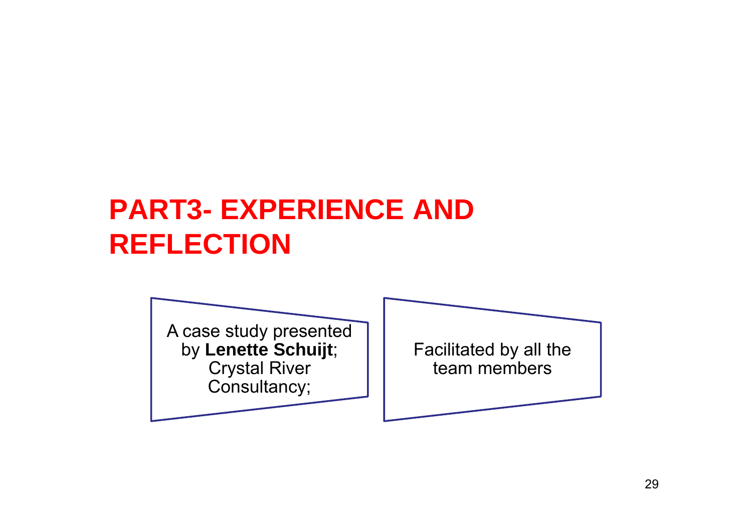# PART3- EXPERIENCE AND REFLECTION

A case study presented by **Lenette Schuijt**; Crystal River Consultancy;

Facilitated by all the team members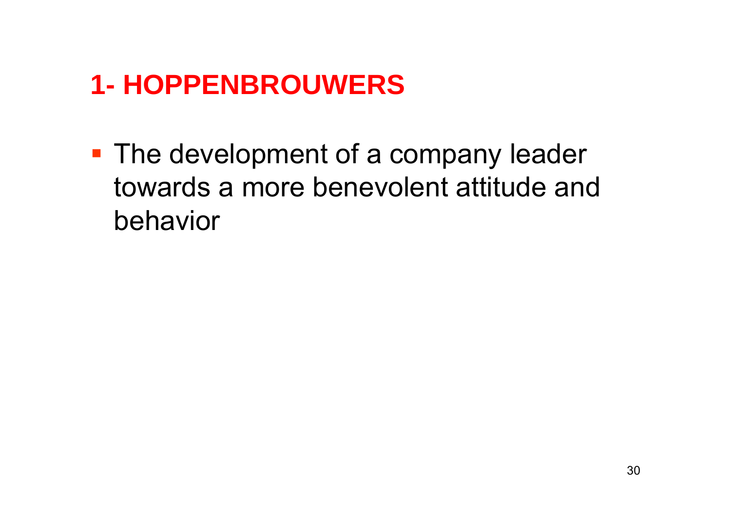## 1- HOPPENBROUWERS

- The development of a company leader towards a more benevolent attitude and behavior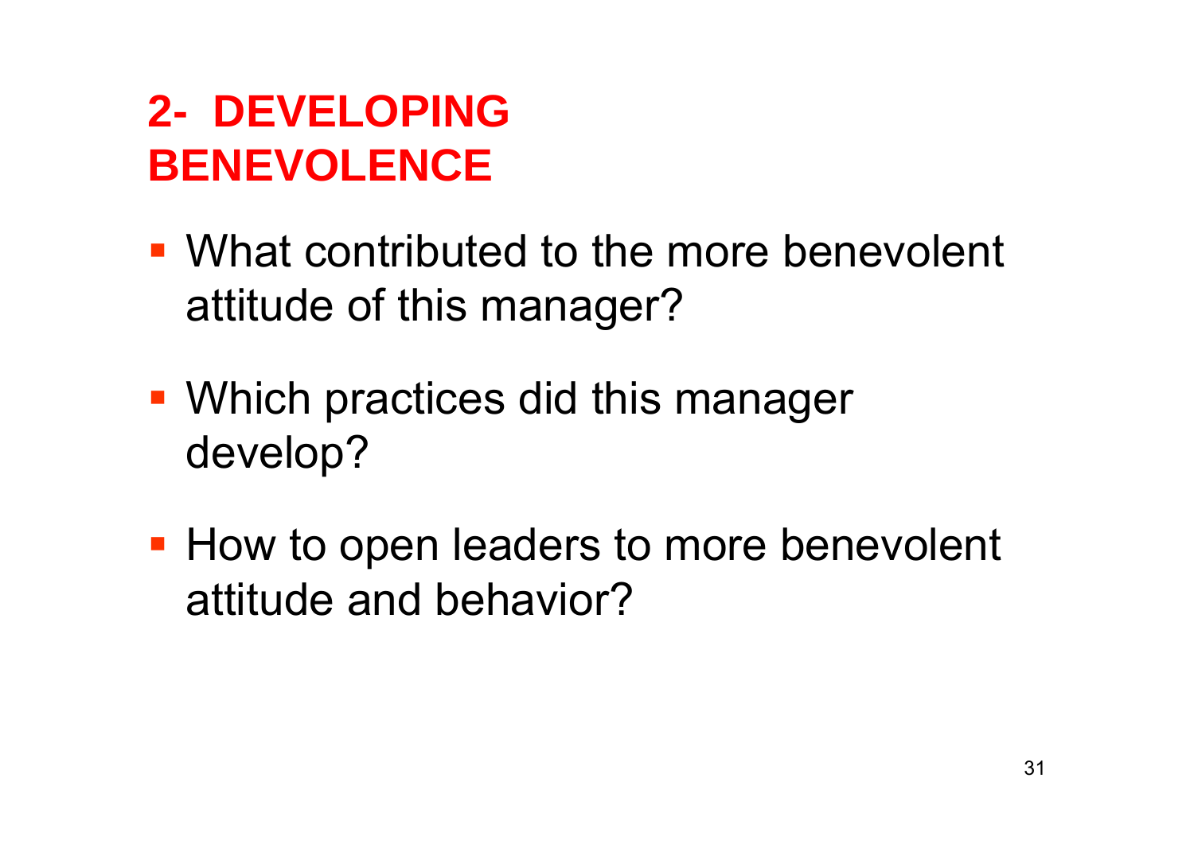## 2- DEVELOPING BENEVOLENCE

- What contributed to the more benevolent attitude of this manager?
- Which practices did this manager develop?
- How to open leaders to more benevolent attitude and behavior?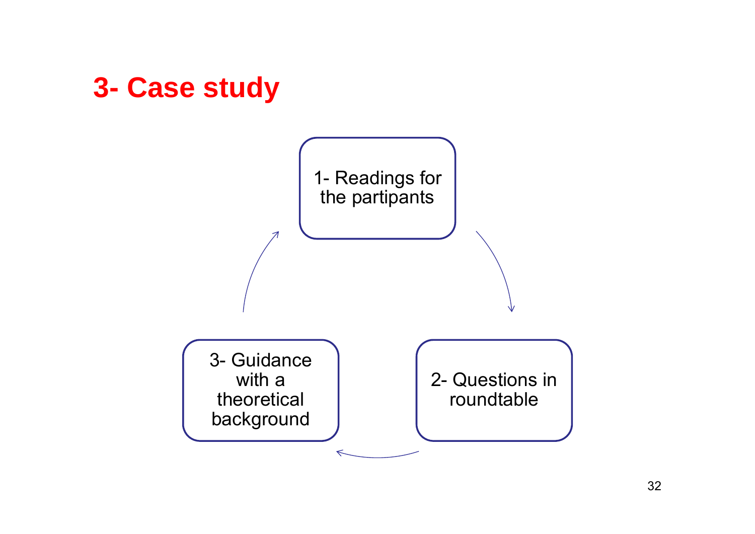# 3- Case study

1- Readings for the partipants

2- Questions in roundtable

3- Guidance with a theoretical background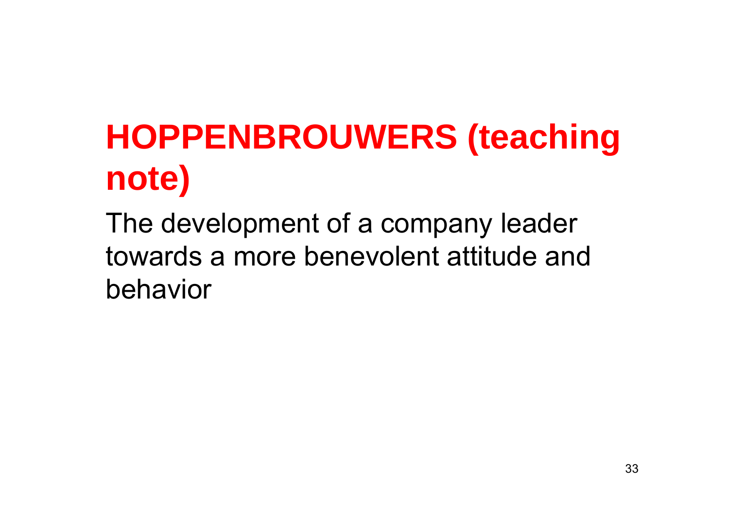# HOPPENBROUWERS (teaching note)

The development of a company leader towards a more benevolent attitude and behavior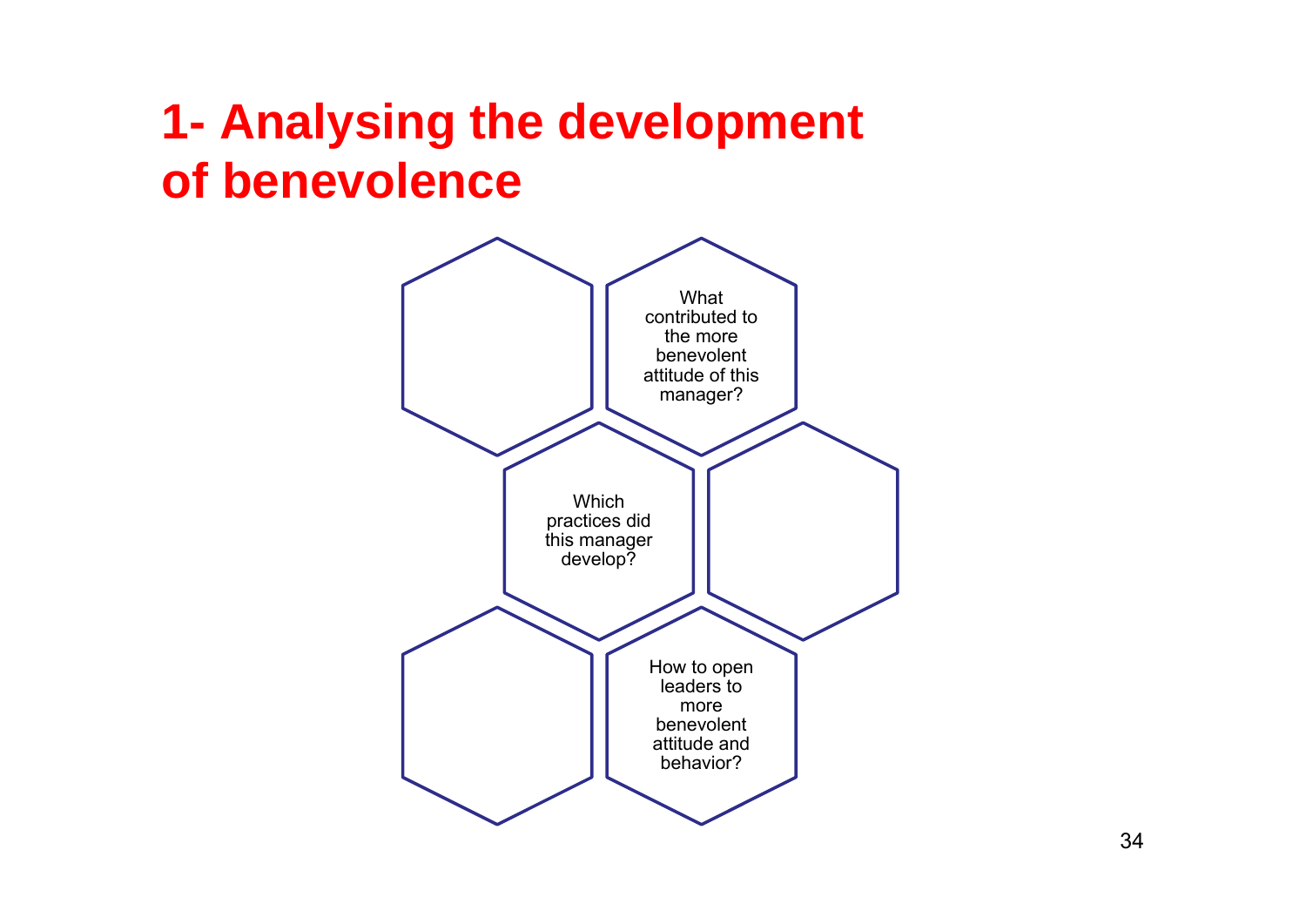# 1- Analysing the development of benevolence

- What contributed to the more benevolent attitude of this manager?
- Which practices did this manager develop?
- How to open leaders to more benevolent attitude and behavior?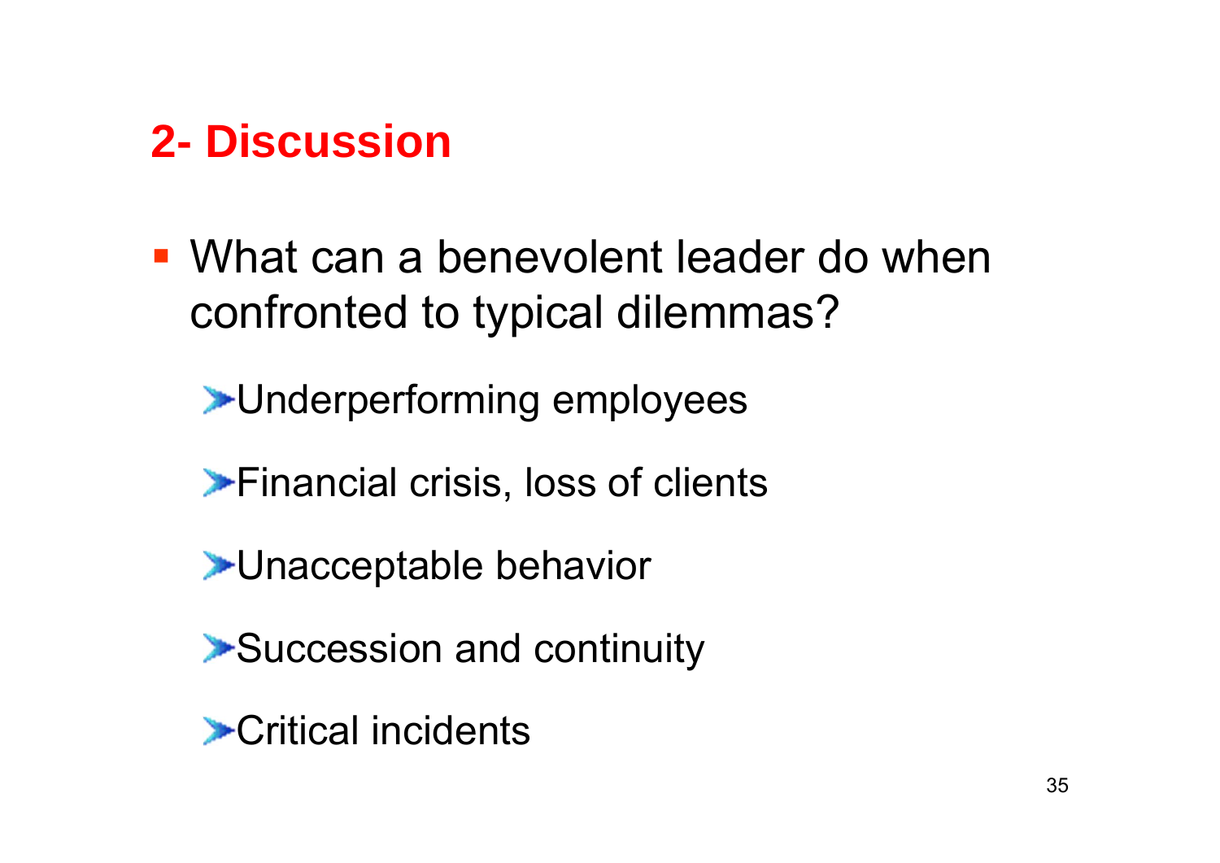## 2- Discussion

- What can a benevolent leader do when confronted to typical dilemmas?
  - Underperforming employees
  - Financial crisis, loss of clients
  - Unacceptable behavior
  - Succession and continuity
  - Critical incidents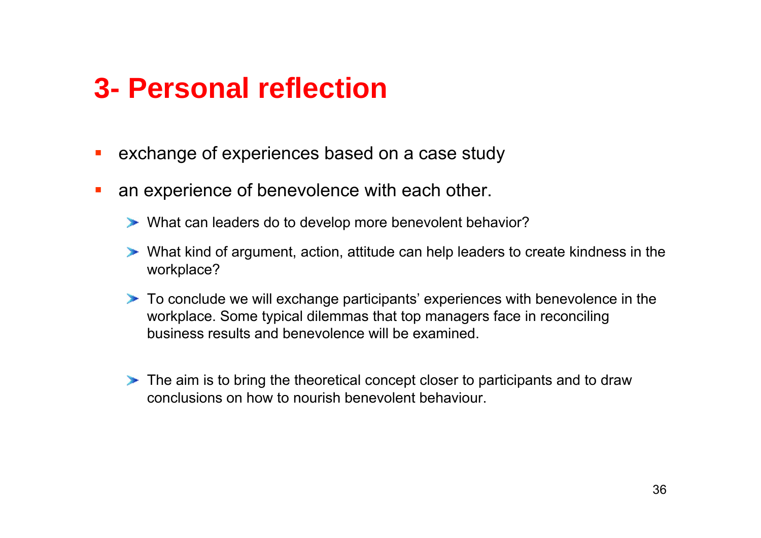# 3- Personal reflection

- exchange of experiences based on a case study
- an experience of benevolence with each other.
    - What can leaders do to develop more benevolent behavior?
    - What kind of argument, action, attitude can help leaders to create kindness in the workplace?
    - To conclude we will exchange participants' experiences with benevolence in the workplace. Some typical dilemmas that top managers face in reconciling business results and benevolence will be examined.
    - The aim is to bring the theoretical concept closer to participants and to draw conclusions on how to nourish benevolent behaviour.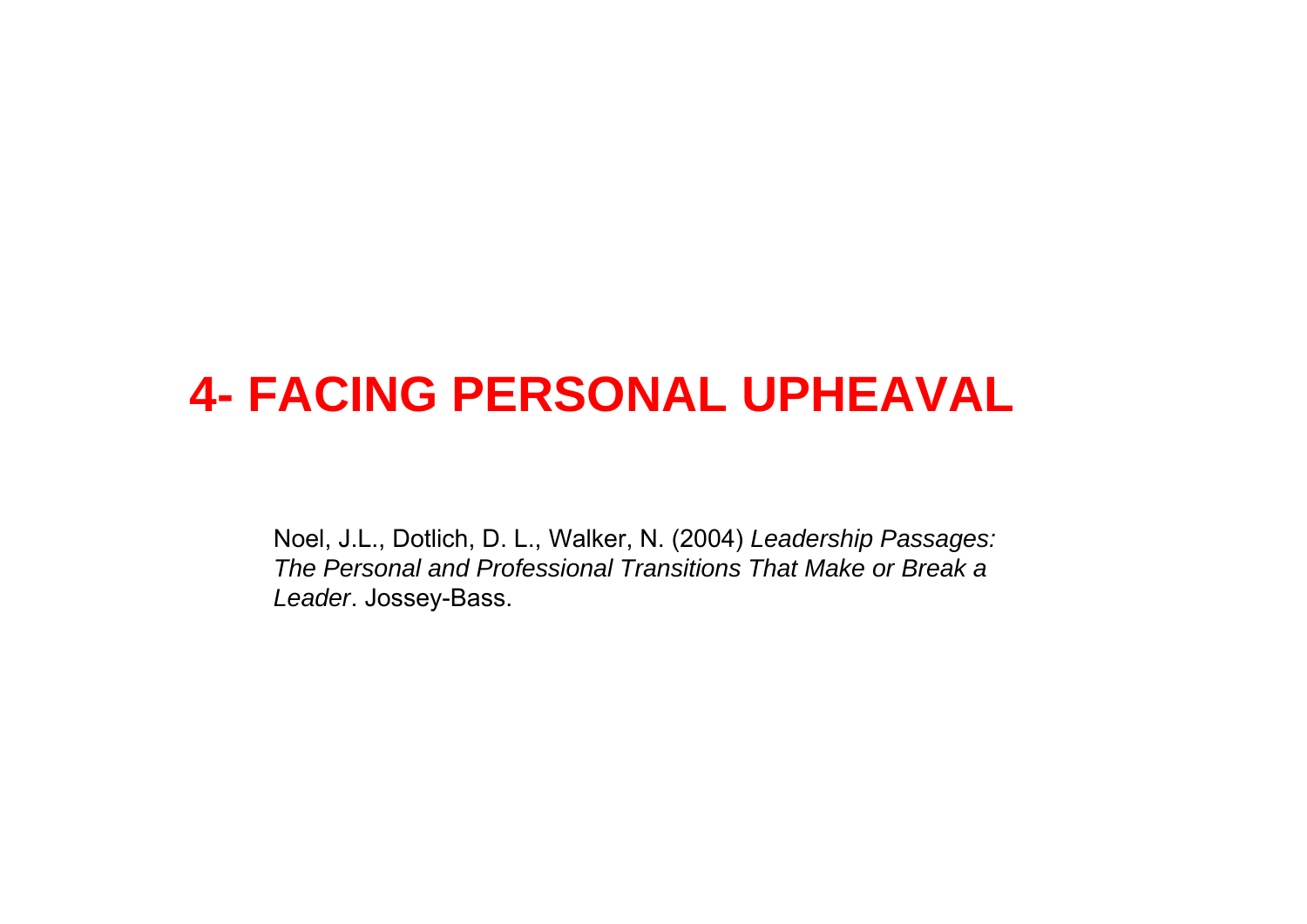# 4- FACING PERSONAL UPHEAVAL

Noel, J.L., Dotlich, D. L., Walker, N. (2004) *Leadership Passages: The Personal and Professional Transitions That Make or Break a Leader*. Jossey-Bass.